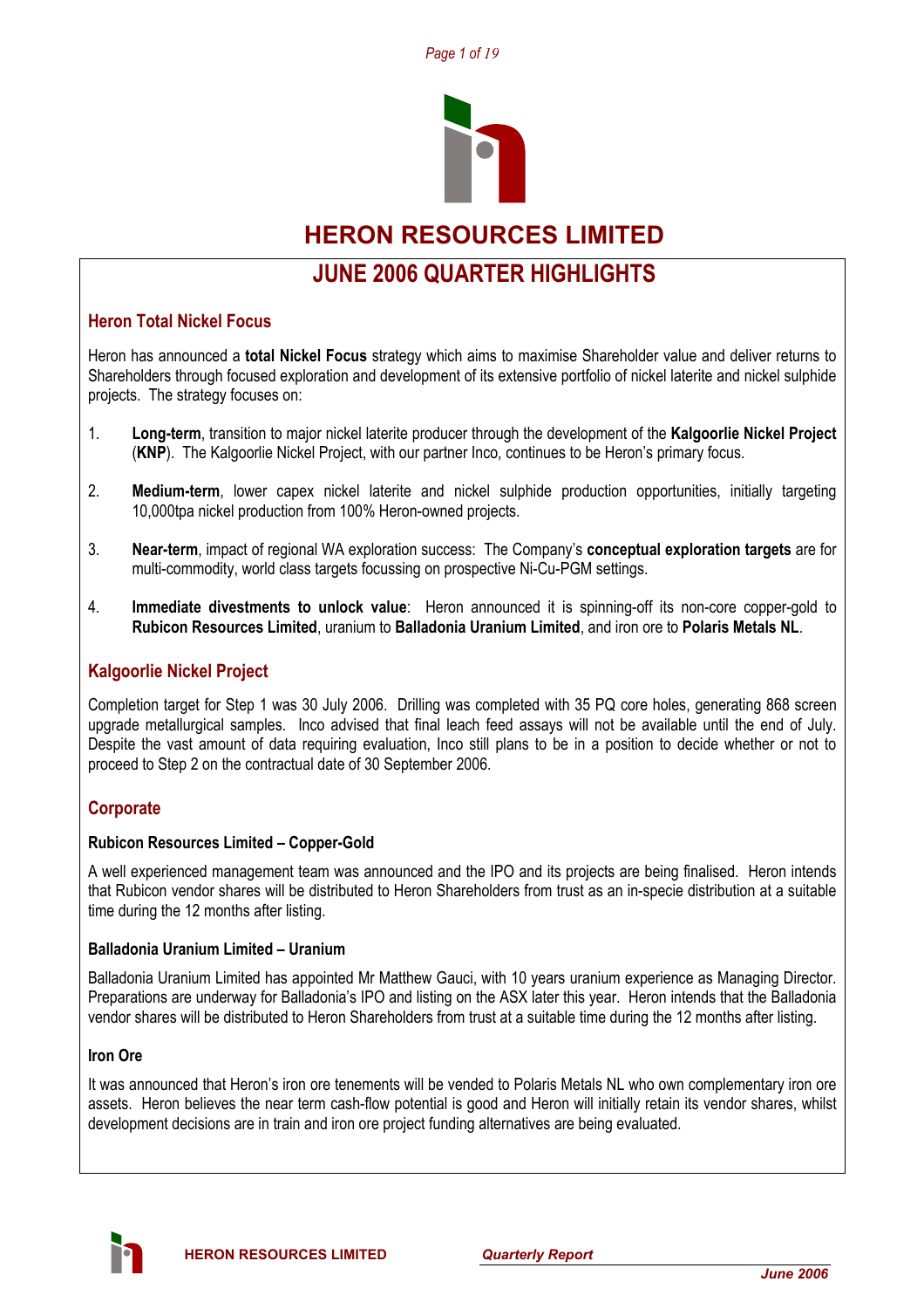# HERON RESOURCES LIMITED

## JUNE 2006 QUARTER HIGHLIGHTS

### Heron Total Nickel Focus

Heron has announced a **total Nickel Focus** strategy which aims to maximise Shareholder value and deliver returns to Shareholders through focused exploration and development of its extensive portfolio of nickel laterite and nickel sulphide projects. The strategy focuses on:

1. **Long-term**, transition to major nickel laterite producer through the development of the **Kalgoorlie Nickel Project** (**KNP**). The Kalgoorlie Nickel Project, with our partner Inco, continues to be Heron's primary focus.

2. **Medium-term**, lower capex nickel laterite and nickel sulphide production opportunities, initially targeting 10,000tpa nickel production from 100% Heron-owned projects.

3. **Near-term**, impact of regional WA exploration success: The Company's **conceptual exploration targets** are for multi-commodity, world class targets focussing on prospective Ni-Cu-PGM settings.

4. **Immediate divestments to unlock value**: Heron announced it is spinning-off its non-core copper-gold to **Rubicon Resources Limited**, uranium to **Balladonia Uranium Limited**, and iron ore to **Polaris Metals NL**.

### Kalgoorlie Nickel Project

Completion target for Step 1 was 30 July 2006. Drilling was completed with 35 PQ core holes, generating 868 screen upgrade metallurgical samples. Inco advised that final leach feed assays will not be available until the end of July. Despite the vast amount of data requiring evaluation, Inco still plans to be in a position to decide whether or not to proceed to Step 2 on the contractual date of 30 September 2006.

### Corporate

#### Rubicon Resources Limited – Copper-Gold

A well experienced management team was announced and the IPO and its projects are being finalised. Heron intends that Rubicon vendor shares will be distributed to Heron Shareholders from trust as an in-specie distribution at a suitable time during the 12 months after listing.

#### Balladonia Uranium Limited – Uranium

Balladonia Uranium Limited has appointed Mr Matthew Gauci, with 10 years uranium experience as Managing Director. Preparations are underway for Balladonia's IPO and listing on the ASX later this year. Heron intends that the Balladonia vendor shares will be distributed to Heron Shareholders from trust at a suitable time during the 12 months after listing.

#### Iron Ore

It was announced that Heron's iron ore tenements will be vended to Polaris Metals NL who own complementary iron ore assets. Heron believes the near term cash-flow potential is good and Heron will initially retain its vendor shares, whilst development decisions are in train and iron ore project funding alternatives are being evaluated.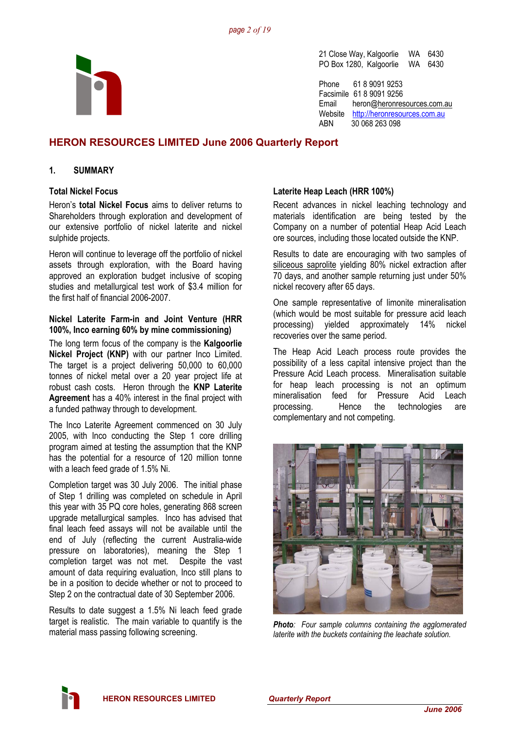21 Close Way, Kalgoorlie WA 6430
PO Box 1280, Kalgoorlie WA 6430

Phone 61 8 9091 9253
Facsimile 61 8 9091 9256
Email heron@heronresources.com.au
Website http://heronresources.com.au
ABN 30 068 263 098

## HERON RESOURCES LIMITED June 2006 Quarterly Report

### 1. SUMMARY

#### Total Nickel Focus

Heron's **total Nickel Focus** aims to deliver returns to Shareholders through exploration and development of our extensive portfolio of nickel laterite and nickel sulphide projects.

Heron will continue to leverage off the portfolio of nickel assets through exploration, with the Board having approved an exploration budget inclusive of scoping studies and metallurgical test work of $3.4 million for the first half of financial 2006-2007.

#### Nickel Laterite Farm-in and Joint Venture (HRR 100%, Inco earning 60% by mine commissioning)

The long term focus of the company is the **Kalgoorlie Nickel Project (KNP)** with our partner Inco Limited. The target is a project delivering 50,000 to 60,000 tonnes of nickel metal over a 20 year project life at robust cash costs. Heron through the **KNP Laterite Agreement** has a 40% interest in the final project with a funded pathway through to development.

The Inco Laterite Agreement commenced on 30 July 2005, with Inco conducting the Step 1 core drilling program aimed at testing the assumption that the KNP has the potential for a resource of 120 million tonne with a leach feed grade of 1.5% Ni.

Completion target was 30 July 2006. The initial phase of Step 1 drilling was completed on schedule in April this year with 35 PQ core holes, generating 868 screen upgrade metallurgical samples. Inco has advised that final leach feed assays will not be available until the end of July (reflecting the current Australia-wide pressure on laboratories), meaning the Step 1 completion target was not met. Despite the vast amount of data requiring evaluation, Inco still plans to be in a position to decide whether or not to proceed to Step 2 on the contractual date of 30 September 2006.

Results to date suggest a 1.5% Ni leach feed grade target is realistic. The main variable to quantify is the material mass passing following screening.

#### Laterite Heap Leach (HRR 100%)

Recent advances in nickel leaching technology and materials identification are being tested by the Company on a number of potential Heap Acid Leach ore sources, including those located outside the KNP.

Results to date are encouraging with two samples of siliceous saprolite yielding 80% nickel extraction after 70 days, and another sample returning just under 50% nickel recovery after 65 days.

One sample representative of limonite mineralisation (which would be most suitable for pressure acid leach processing) yielded approximately 14% nickel recoveries over the same period.

The Heap Acid Leach process route provides the possibility of a less capital intensive project than the Pressure Acid Leach process. Mineralisation suitable for heap leach processing is not an optimum mineralisation feed for Pressure Acid Leach processing. Hence the technologies are complementary and not competing.

***Photo**: Four sample columns containing the agglomerated laterite with the buckets containing the leachate solution.*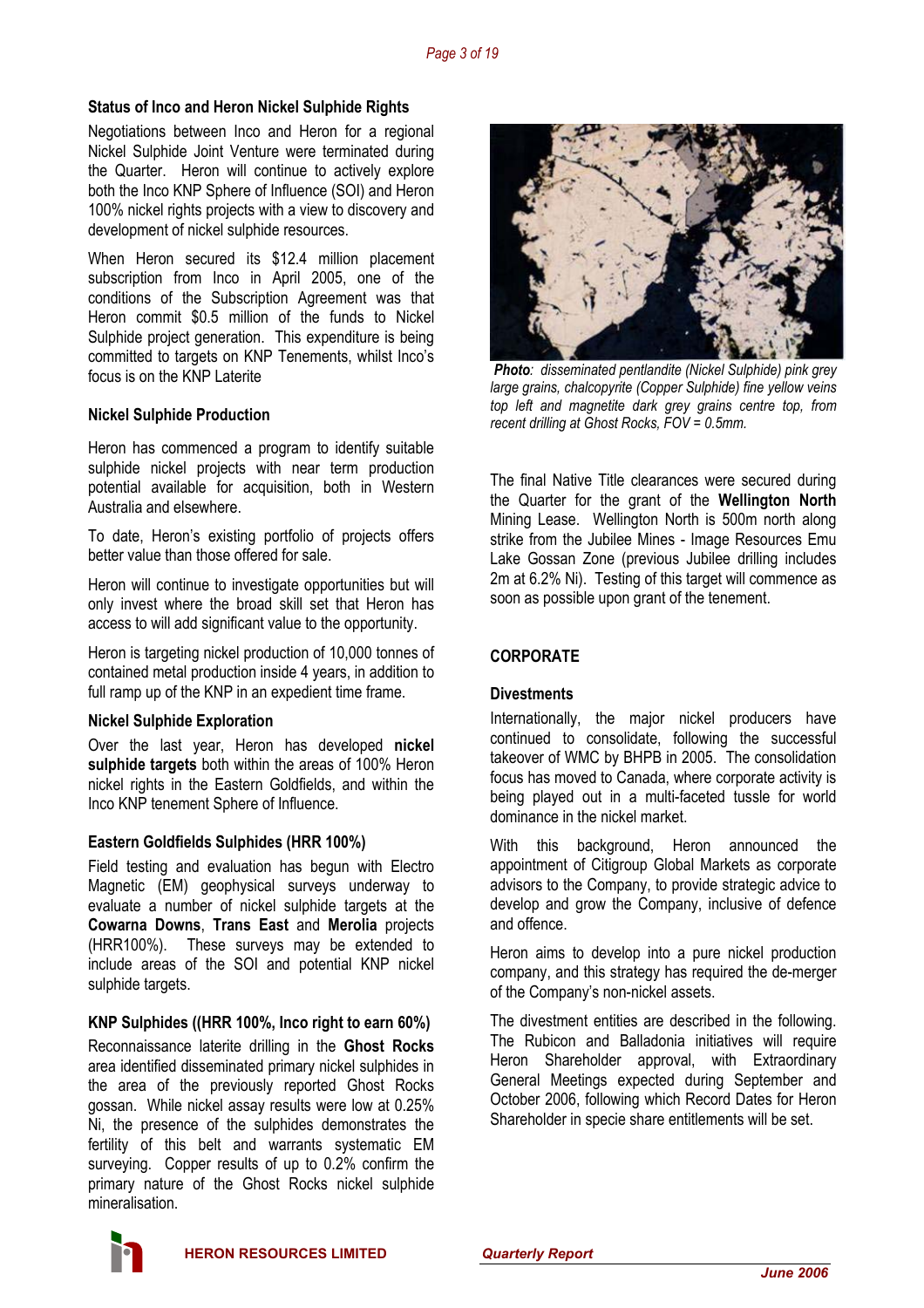### Status of Inco and Heron Nickel Sulphide Rights

Negotiations between Inco and Heron for a regional Nickel Sulphide Joint Venture were terminated during the Quarter. Heron will continue to actively explore both the Inco KNP Sphere of Influence (SOI) and Heron 100% nickel rights projects with a view to discovery and development of nickel sulphide resources.

When Heron secured its $12.4 million placement subscription from Inco in April 2005, one of the conditions of the Subscription Agreement was that Heron commit $0.5 million of the funds to Nickel Sulphide project generation. This expenditure is being committed to targets on KNP Tenements, whilst Inco's focus is on the KNP Laterite

### Nickel Sulphide Production

Heron has commenced a program to identify suitable sulphide nickel projects with near term production potential available for acquisition, both in Western Australia and elsewhere.

To date, Heron's existing portfolio of projects offers better value than those offered for sale.

Heron will continue to investigate opportunities but will only invest where the broad skill set that Heron has access to will add significant value to the opportunity.

Heron is targeting nickel production of 10,000 tonnes of contained metal production inside 4 years, in addition to full ramp up of the KNP in an expedient time frame.

### Nickel Sulphide Exploration

Over the last year, Heron has developed **nickel sulphide targets** both within the areas of 100% Heron nickel rights in the Eastern Goldfields, and within the Inco KNP tenement Sphere of Influence.

### Eastern Goldfields Sulphides (HRR 100%)

Field testing and evaluation has begun with Electro Magnetic (EM) geophysical surveys underway to evaluate a number of nickel sulphide targets at the **Cowarna Downs**, **Trans East** and **Merolia** projects (HRR100%). These surveys may be extended to include areas of the SOI and potential KNP nickel sulphide targets.

### KNP Sulphides ((HRR 100%, Inco right to earn 60%)

Reconnaissance laterite drilling in the **Ghost Rocks** area identified disseminated primary nickel sulphides in the area of the previously reported Ghost Rocks gossan. While nickel assay results were low at 0.25% Ni, the presence of the sulphides demonstrates the fertility of this belt and warrants systematic EM surveying. Copper results of up to 0.2% confirm the primary nature of the Ghost Rocks nickel sulphide mineralisation.

***Photo**: disseminated pentlandite (Nickel Sulphide) pink grey large grains, chalcopyrite (Copper Sulphide) fine yellow veins top left and magnetite dark grey grains centre top, from recent drilling at Ghost Rocks, FOV = 0.5mm.*

The final Native Title clearances were secured during the Quarter for the grant of the **Wellington North** Mining Lease. Wellington North is 500m north along strike from the Jubilee Mines - Image Resources Emu Lake Gossan Zone (previous Jubilee drilling includes 2m at 6.2% Ni). Testing of this target will commence as soon as possible upon grant of the tenement.

## CORPORATE

### Divestments

Internationally, the major nickel producers have continued to consolidate, following the successful takeover of WMC by BHPB in 2005. The consolidation focus has moved to Canada, where corporate activity is being played out in a multi-faceted tussle for world dominance in the nickel market.

With this background, Heron announced the appointment of Citigroup Global Markets as corporate advisors to the Company, to provide strategic advice to develop and grow the Company, inclusive of defence and offence.

Heron aims to develop into a pure nickel production company, and this strategy has required the de-merger of the Company's non-nickel assets.

The divestment entities are described in the following. The Rubicon and Balladonia initiatives will require Heron Shareholder approval, with Extraordinary General Meetings expected during September and October 2006, following which Record Dates for Heron Shareholder in specie share entitlements will be set.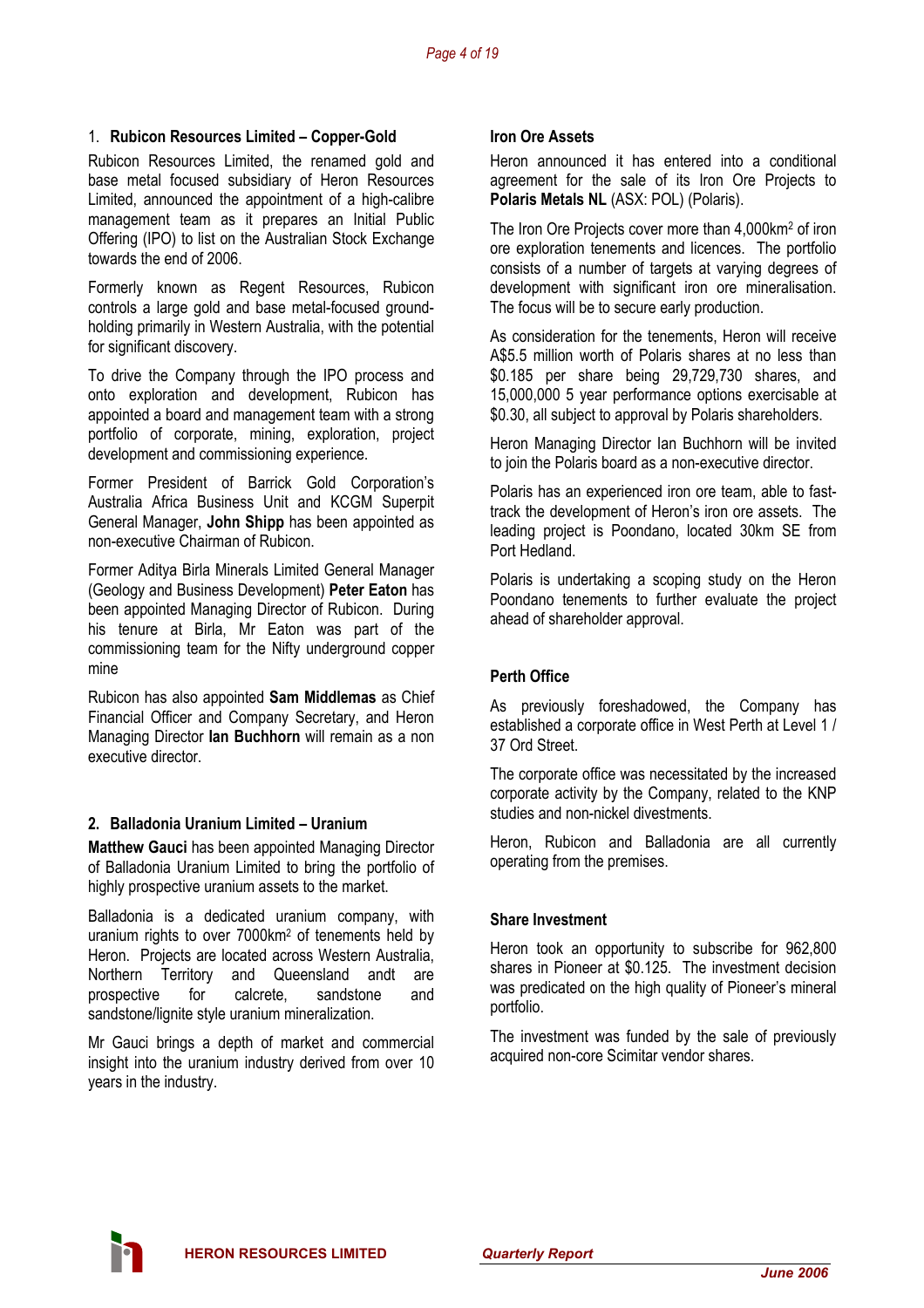1. **Rubicon Resources Limited – Copper-Gold**

Rubicon Resources Limited, the renamed gold and base metal focused subsidiary of Heron Resources Limited, announced the appointment of a high-calibre management team as it prepares an Initial Public Offering (IPO) to list on the Australian Stock Exchange towards the end of 2006.

Formerly known as Regent Resources, Rubicon controls a large gold and base metal-focused ground-holding primarily in Western Australia, with the potential for significant discovery.

To drive the Company through the IPO process and onto exploration and development, Rubicon has appointed a board and management team with a strong portfolio of corporate, mining, exploration, project development and commissioning experience.

Former President of Barrick Gold Corporation's Australia Africa Business Unit and KCGM Superpit General Manager, **John Shipp** has been appointed as non-executive Chairman of Rubicon.

Former Aditya Birla Minerals Limited General Manager (Geology and Business Development) **Peter Eaton** has been appointed Managing Director of Rubicon. During his tenure at Birla, Mr Eaton was part of the commissioning team for the Nifty underground copper mine

Rubicon has also appointed **Sam Middlemas** as Chief Financial Officer and Company Secretary, and Heron Managing Director **Ian Buchhorn** will remain as a non executive director.

2. **Balladonia Uranium Limited – Uranium**

**Matthew Gauci** has been appointed Managing Director of Balladonia Uranium Limited to bring the portfolio of highly prospective uranium assets to the market.

Balladonia is a dedicated uranium company, with uranium rights to over 7000km$^2$ of tenements held by Heron. Projects are located across Western Australia, Northern Territory and Queensland andt are prospective for calcrete, sandstone and sandstone/lignite style uranium mineralization.

Mr Gauci brings a depth of market and commercial insight into the uranium industry derived from over 10 years in the industry.

**Iron Ore Assets**

Heron announced it has entered into a conditional agreement for the sale of its Iron Ore Projects to **Polaris Metals NL** (ASX: POL) (Polaris).

The Iron Ore Projects cover more than 4,000km$^2$ of iron ore exploration tenements and licences. The portfolio consists of a number of targets at varying degrees of development with significant iron ore mineralisation. The focus will be to secure early production.

As consideration for the tenements, Heron will receive A$5.5 million worth of Polaris shares at no less than $0.185 per share being 29,729,730 shares, and 15,000,000 5 year performance options exercisable at $0.30, all subject to approval by Polaris shareholders.

Heron Managing Director Ian Buchhorn will be invited to join the Polaris board as a non-executive director.

Polaris has an experienced iron ore team, able to fast-track the development of Heron's iron ore assets. The leading project is Poondano, located 30km SE from Port Hedland.

Polaris is undertaking a scoping study on the Heron Poondano tenements to further evaluate the project ahead of shareholder approval.

**Perth Office**

As previously foreshadowed, the Company has established a corporate office in West Perth at Level 1 / 37 Ord Street.

The corporate office was necessitated by the increased corporate activity by the Company, related to the KNP studies and non-nickel divestments.

Heron, Rubicon and Balladonia are all currently operating from the premises.

**Share Investment**

Heron took an opportunity to subscribe for 962,800 shares in Pioneer at $0.125. The investment decision was predicated on the high quality of Pioneer's mineral portfolio.

The investment was funded by the sale of previously acquired non-core Scimitar vendor shares.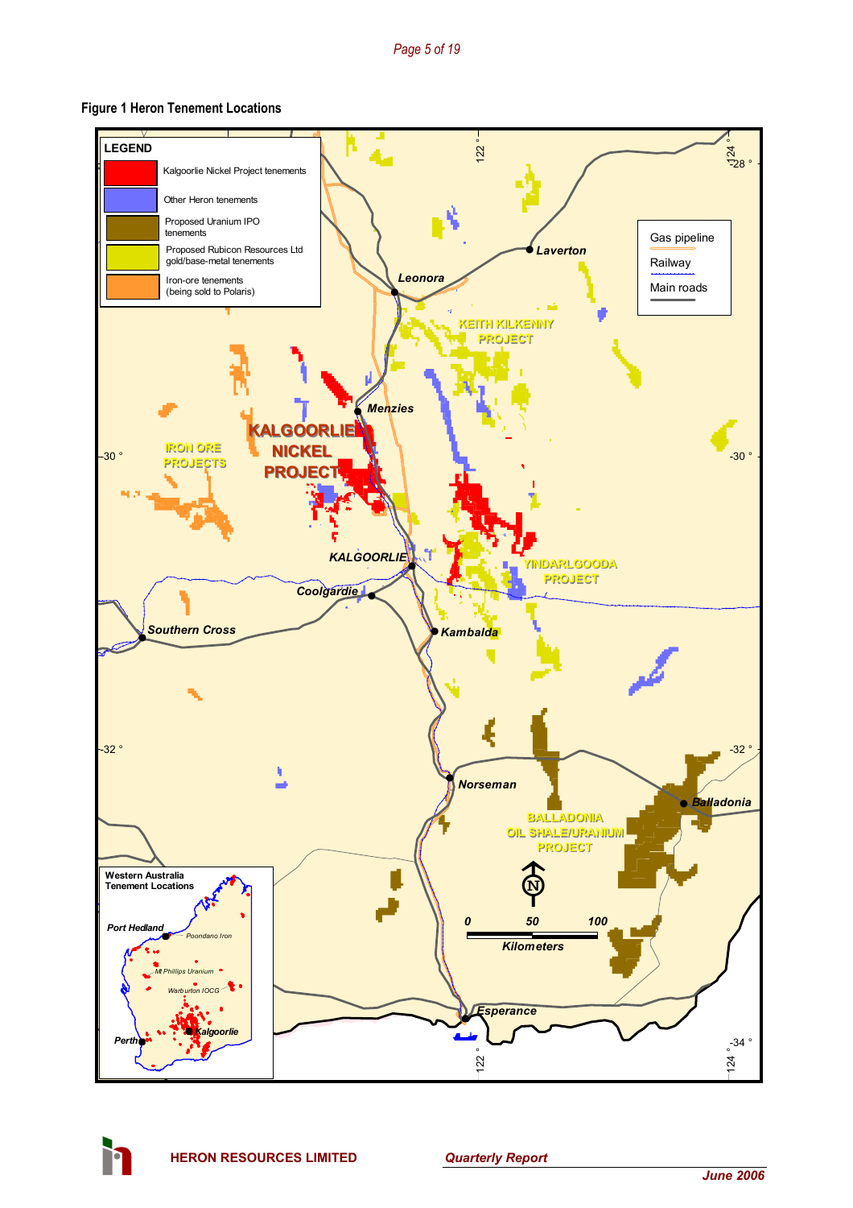**Figure 1 Heron Tenement Locations**

**LEGEND**

- Kalgoorlie Nickel Project tenements
- Other Heron tenements
- Proposed Uranium IPO tenements
- Proposed Rubicon Resources Ltd gold/base-metal tenements
- Iron-ore tenements (being sold to Polaris)

Gas pipeline
Railway
Main roads

Laverton
Leonora
KEITH KILKENNY PROJECT
Menzies
KALGOORLIE NICKEL PROJECT
IRON ORE PROJECTS
KALGOORLIE
YINDARLGOODA PROJECT
Coolgardie
Southern Cross
Kambalda
Norseman
Balladonia
BALLADONIA OIL SHALE/URANIUM PROJECT
0 50 100 Kilometers
Esperance

Western Australia Tenement Locations
Port Hedland
Poondano Iron
Mt Phillips Uranium
Warburton IOCG
Kalgoorlie
Perth

122 ° 124 ° -28 ° -30 ° -32 ° -34 °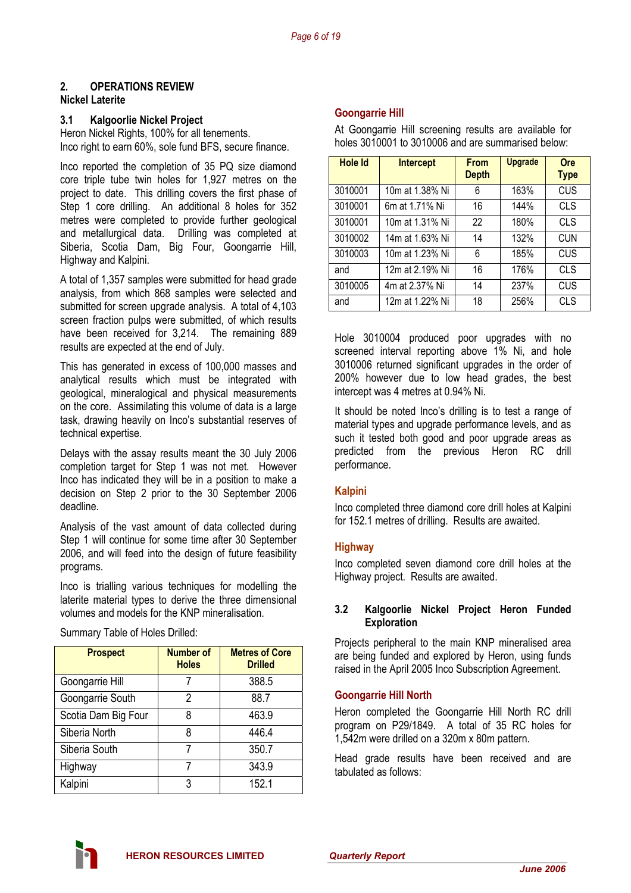## 2. OPERATIONS REVIEW

### Nickel Laterite

### 3.1 Kalgoorlie Nickel Project

Heron Nickel Rights, 100% for all tenements.
Inco right to earn 60%, sole fund BFS, secure finance.

Inco reported the completion of 35 PQ size diamond core triple tube twin holes for 1,927 metres on the project to date. This drilling covers the first phase of Step 1 core drilling. An additional 8 holes for 352 metres were completed to provide further geological and metallurgical data. Drilling was completed at Siberia, Scotia Dam, Big Four, Goongarrie Hill, Highway and Kalpini.

A total of 1,357 samples were submitted for head grade analysis, from which 868 samples were selected and submitted for screen upgrade analysis. A total of 4,103 screen fraction pulps were submitted, of which results have been received for 3,214. The remaining 889 results are expected at the end of July.

This has generated in excess of 100,000 masses and analytical results which must be integrated with geological, mineralogical and physical measurements on the core. Assimilating this volume of data is a large task, drawing heavily on Inco's substantial reserves of technical expertise.

Delays with the assay results meant the 30 July 2006 completion target for Step 1 was not met. However Inco has indicated they will be in a position to make a decision on Step 2 prior to the 30 September 2006 deadline.

Analysis of the vast amount of data collected during Step 1 will continue for some time after 30 September 2006, and will feed into the design of future feasibility programs.

Inco is trialling various techniques for modelling the laterite material types to derive the three dimensional volumes and models for the KNP mineralisation.

Summary Table of Holes Drilled:

| Prospect | Number of Holes | Metres of Core Drilled |
|---|---|---|
| Goongarrie Hill | 7 | 388.5 |
| Goongarrie South | 2 | 88.7 |
| Scotia Dam Big Four | 8 | 463.9 |
| Siberia North | 8 | 446.4 |
| Siberia South | 7 | 350.7 |
| Highway | 7 | 343.9 |
| Kalpini | 3 | 152.1 |

#### Goongarrie Hill

At Goongarrie Hill screening results are available for holes 3010001 to 3010006 and are summarised below:

| Hole Id | Intercept | From Depth | Upgrade | Ore Type |
|---|---|---|---|---|
| 3010001 | 10m at 1.38% Ni | 6 | 163% | CUS |
| 3010001 | 6m at 1.71% Ni | 16 | 144% | CLS |
| 3010001 | 10m at 1.31% Ni | 22 | 180% | CLS |
| 3010002 | 14m at 1.63% Ni | 14 | 132% | CUN |
| 3010003 | 10m at 1.23% Ni | 6 | 185% | CUS |
| and | 12m at 2.19% Ni | 16 | 176% | CLS |
| 3010005 | 4m at 2.37% Ni | 14 | 237% | CUS |
| and | 12m at 1.22% Ni | 18 | 256% | CLS |

Hole 3010004 produced poor upgrades with no screened interval reporting above 1% Ni, and hole 3010006 returned significant upgrades in the order of 200% however due to low head grades, the best intercept was 4 metres at 0.94% Ni.

It should be noted Inco's drilling is to test a range of material types and upgrade performance levels, and as such it tested both good and poor upgrade areas as predicted from the previous Heron RC drill performance.

#### Kalpini

Inco completed three diamond core drill holes at Kalpini for 152.1 metres of drilling. Results are awaited.

#### Highway

Inco completed seven diamond core drill holes at the Highway project. Results are awaited.

### 3.2 Kalgoorlie Nickel Project Heron Funded Exploration

Projects peripheral to the main KNP mineralised area are being funded and explored by Heron, using funds raised in the April 2005 Inco Subscription Agreement.

#### Goongarrie Hill North

Heron completed the Goongarrie Hill North RC drill program on P29/1849. A total of 35 RC holes for 1,542m were drilled on a 320m x 80m pattern.

Head grade results have been received and are tabulated as follows: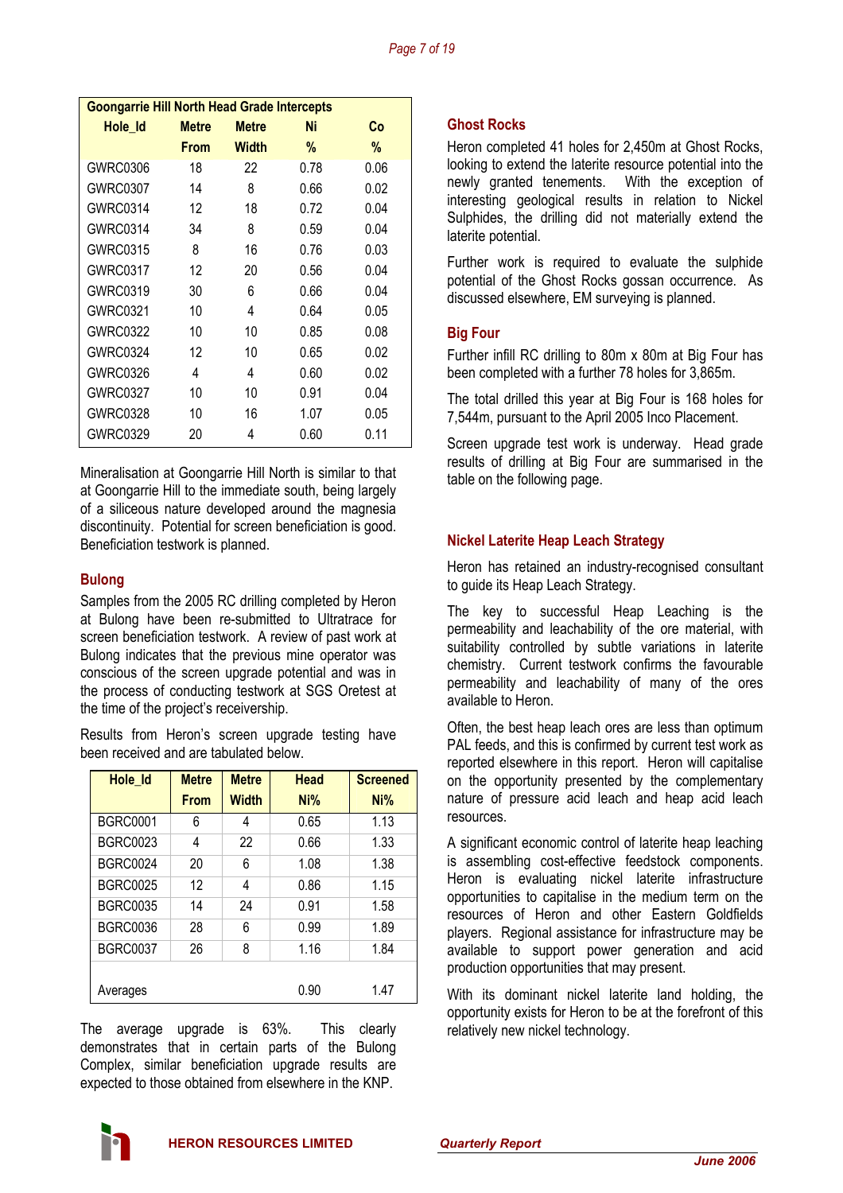| Goongarrie Hill North Head Grade Intercepts | | | | |
|---|---|---|---|---|
| Hole_Id | Metre From | Metre Width | Ni % | Co % |
| GWRC0306 | 18 | 22 | 0.78 | 0.06 |
| GWRC0307 | 14 | 8 | 0.66 | 0.02 |
| GWRC0314 | 12 | 18 | 0.72 | 0.04 |
| GWRC0314 | 34 | 8 | 0.59 | 0.04 |
| GWRC0315 | 8 | 16 | 0.76 | 0.03 |
| GWRC0317 | 12 | 20 | 0.56 | 0.04 |
| GWRC0319 | 30 | 6 | 0.66 | 0.04 |
| GWRC0321 | 10 | 4 | 0.64 | 0.05 |
| GWRC0322 | 10 | 10 | 0.85 | 0.08 |
| GWRC0324 | 12 | 10 | 0.65 | 0.02 |
| GWRC0326 | 4 | 4 | 0.60 | 0.02 |
| GWRC0327 | 10 | 10 | 0.91 | 0.04 |
| GWRC0328 | 10 | 16 | 1.07 | 0.05 |
| GWRC0329 | 20 | 4 | 0.60 | 0.11 |

Mineralisation at Goongarrie Hill North is similar to that at Goongarrie Hill to the immediate south, being largely of a siliceous nature developed around the magnesia discontinuity. Potential for screen beneficiation is good. Beneficiation testwork is planned.

## Bulong

Samples from the 2005 RC drilling completed by Heron at Bulong have been re-submitted to Ultratrace for screen beneficiation testwork. A review of past work at Bulong indicates that the previous mine operator was conscious of the screen upgrade potential and was in the process of conducting testwork at SGS Oretest at the time of the project's receivership.

Results from Heron's screen upgrade testing have been received and are tabulated below.

| Hole_Id | Metre From | Metre Width | Head Ni% | Screened Ni% |
|---|---|---|---|---|
| BGRC0001 | 6 | 4 | 0.65 | 1.13 |
| BGRC0023 | 4 | 22 | 0.66 | 1.33 |
| BGRC0024 | 20 | 6 | 1.08 | 1.38 |
| BGRC0025 | 12 | 4 | 0.86 | 1.15 |
| BGRC0035 | 14 | 24 | 0.91 | 1.58 |
| BGRC0036 | 28 | 6 | 0.99 | 1.89 |
| BGRC0037 | 26 | 8 | 1.16 | 1.84 |
| Averages | | | 0.90 | 1.47 |

The average upgrade is 63%. This clearly demonstrates that in certain parts of the Bulong Complex, similar beneficiation upgrade results are expected to those obtained from elsewhere in the KNP.

## Ghost Rocks

Heron completed 41 holes for 2,450m at Ghost Rocks, looking to extend the laterite resource potential into the newly granted tenements. With the exception of interesting geological results in relation to Nickel Sulphides, the drilling did not materially extend the laterite potential.

Further work is required to evaluate the sulphide potential of the Ghost Rocks gossan occurrence. As discussed elsewhere, EM surveying is planned.

## Big Four

Further infill RC drilling to 80m x 80m at Big Four has been completed with a further 78 holes for 3,865m.

The total drilled this year at Big Four is 168 holes for 7,544m, pursuant to the April 2005 Inco Placement.

Screen upgrade test work is underway. Head grade results of drilling at Big Four are summarised in the table on the following page.

## Nickel Laterite Heap Leach Strategy

Heron has retained an industry-recognised consultant to guide its Heap Leach Strategy.

The key to successful Heap Leaching is the permeability and leachability of the ore material, with suitability controlled by subtle variations in laterite chemistry. Current testwork confirms the favourable permeability and leachability of many of the ores available to Heron.

Often, the best heap leach ores are less than optimum PAL feeds, and this is confirmed by current test work as reported elsewhere in this report. Heron will capitalise on the opportunity presented by the complementary nature of pressure acid leach and heap acid leach resources.

A significant economic control of laterite heap leaching is assembling cost-effective feedstock components. Heron is evaluating nickel laterite infrastructure opportunities to capitalise in the medium term on the resources of Heron and other Eastern Goldfields players. Regional assistance for infrastructure may be available to support power generation and acid production opportunities that may present.

With its dominant nickel laterite land holding, the opportunity exists for Heron to be at the forefront of this relatively new nickel technology.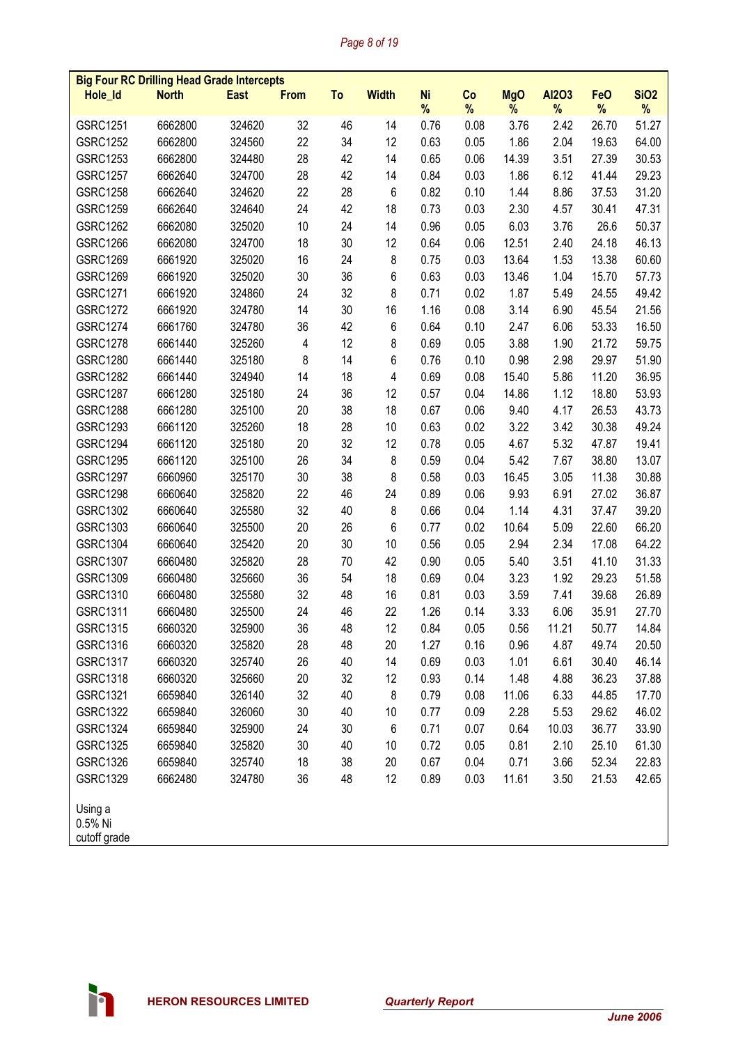**Big Four RC Drilling Head Grade Intercepts**

| Hole_Id | North | East | From | To | Width | Ni % | Co % | MgO % | Al2O3 % | FeO % | SiO2 % |
|---|---|---|---|---|---|---|---|---|---|---|---|
| GSRC1251 | 6662800 | 324620 | 32 | 46 | 14 | 0.76 | 0.08 | 3.76 | 2.42 | 26.70 | 51.27 |
| GSRC1252 | 6662800 | 324560 | 22 | 34 | 12 | 0.63 | 0.05 | 1.86 | 2.04 | 19.63 | 64.00 |
| GSRC1253 | 6662800 | 324480 | 28 | 42 | 14 | 0.65 | 0.06 | 14.39 | 3.51 | 27.39 | 30.53 |
| GSRC1257 | 6662640 | 324700 | 28 | 42 | 14 | 0.84 | 0.03 | 1.86 | 6.12 | 41.44 | 29.23 |
| GSRC1258 | 6662640 | 324620 | 22 | 28 | 6 | 0.82 | 0.10 | 1.44 | 8.86 | 37.53 | 31.20 |
| GSRC1259 | 6662640 | 324640 | 24 | 42 | 18 | 0.73 | 0.03 | 2.30 | 4.57 | 30.41 | 47.31 |
| GSRC1262 | 6662080 | 325020 | 10 | 24 | 14 | 0.96 | 0.05 | 6.03 | 3.76 | 26.6 | 50.37 |
| GSRC1266 | 6662080 | 324700 | 18 | 30 | 12 | 0.64 | 0.06 | 12.51 | 2.40 | 24.18 | 46.13 |
| GSRC1269 | 6661920 | 325020 | 16 | 24 | 8 | 0.75 | 0.03 | 13.64 | 1.53 | 13.38 | 60.60 |
| GSRC1269 | 6661920 | 325020 | 30 | 36 | 6 | 0.63 | 0.03 | 13.46 | 1.04 | 15.70 | 57.73 |
| GSRC1271 | 6661920 | 324860 | 24 | 32 | 8 | 0.71 | 0.02 | 1.87 | 5.49 | 24.55 | 49.42 |
| GSRC1272 | 6661920 | 324780 | 14 | 30 | 16 | 1.16 | 0.08 | 3.14 | 6.90 | 45.54 | 21.56 |
| GSRC1274 | 6661760 | 324780 | 36 | 42 | 6 | 0.64 | 0.10 | 2.47 | 6.06 | 53.33 | 16.50 |
| GSRC1278 | 6661440 | 325260 | 4 | 12 | 8 | 0.69 | 0.05 | 3.88 | 1.90 | 21.72 | 59.75 |
| GSRC1280 | 6661440 | 325180 | 8 | 14 | 6 | 0.76 | 0.10 | 0.98 | 2.98 | 29.97 | 51.90 |
| GSRC1282 | 6661440 | 324940 | 14 | 18 | 4 | 0.69 | 0.08 | 15.40 | 5.86 | 11.20 | 36.95 |
| GSRC1287 | 6661280 | 325180 | 24 | 36 | 12 | 0.57 | 0.04 | 14.86 | 1.12 | 18.80 | 53.93 |
| GSRC1288 | 6661280 | 325100 | 20 | 38 | 18 | 0.67 | 0.06 | 9.40 | 4.17 | 26.53 | 43.73 |
| GSRC1293 | 6661120 | 325260 | 18 | 28 | 10 | 0.63 | 0.02 | 3.22 | 3.42 | 30.38 | 49.24 |
| GSRC1294 | 6661120 | 325180 | 20 | 32 | 12 | 0.78 | 0.05 | 4.67 | 5.32 | 47.87 | 19.41 |
| GSRC1295 | 6661120 | 325100 | 26 | 34 | 8 | 0.59 | 0.04 | 5.42 | 7.67 | 38.80 | 13.07 |
| GSRC1297 | 6660960 | 325170 | 30 | 38 | 8 | 0.58 | 0.03 | 16.45 | 3.05 | 11.38 | 30.88 |
| GSRC1298 | 6660640 | 325820 | 22 | 46 | 24 | 0.89 | 0.06 | 9.93 | 6.91 | 27.02 | 36.87 |
| GSRC1302 | 6660640 | 325580 | 32 | 40 | 8 | 0.66 | 0.04 | 1.14 | 4.31 | 37.47 | 39.20 |
| GSRC1303 | 6660640 | 325500 | 20 | 26 | 6 | 0.77 | 0.02 | 10.64 | 5.09 | 22.60 | 66.20 |
| GSRC1304 | 6660640 | 325420 | 20 | 30 | 10 | 0.56 | 0.05 | 2.94 | 2.34 | 17.08 | 64.22 |
| GSRC1307 | 6660480 | 325820 | 28 | 70 | 42 | 0.90 | 0.05 | 5.40 | 3.51 | 41.10 | 31.33 |
| GSRC1309 | 6660480 | 325660 | 36 | 54 | 18 | 0.69 | 0.04 | 3.23 | 1.92 | 29.23 | 51.58 |
| GSRC1310 | 6660480 | 325580 | 32 | 48 | 16 | 0.81 | 0.03 | 3.59 | 7.41 | 39.68 | 26.89 |
| GSRC1311 | 6660480 | 325500 | 24 | 46 | 22 | 1.26 | 0.14 | 3.33 | 6.06 | 35.91 | 27.70 |
| GSRC1315 | 6660320 | 325900 | 36 | 48 | 12 | 0.84 | 0.05 | 0.56 | 11.21 | 50.77 | 14.84 |
| GSRC1316 | 6660320 | 325820 | 28 | 48 | 20 | 1.27 | 0.16 | 0.96 | 4.87 | 49.74 | 20.50 |
| GSRC1317 | 6660320 | 325740 | 26 | 40 | 14 | 0.69 | 0.03 | 1.01 | 6.61 | 30.40 | 46.14 |
| GSRC1318 | 6660320 | 325660 | 20 | 32 | 12 | 0.93 | 0.14 | 1.48 | 4.88 | 36.23 | 37.88 |
| GSRC1321 | 6659840 | 326140 | 32 | 40 | 8 | 0.79 | 0.08 | 11.06 | 6.33 | 44.85 | 17.70 |
| GSRC1322 | 6659840 | 326060 | 30 | 40 | 10 | 0.77 | 0.09 | 2.28 | 5.53 | 29.62 | 46.02 |
| GSRC1324 | 6659840 | 325900 | 24 | 30 | 6 | 0.71 | 0.07 | 0.64 | 10.03 | 36.77 | 33.90 |
| GSRC1325 | 6659840 | 325820 | 30 | 40 | 10 | 0.72 | 0.05 | 0.81 | 2.10 | 25.10 | 61.30 |
| GSRC1326 | 6659840 | 325740 | 18 | 38 | 20 | 0.67 | 0.04 | 0.71 | 3.66 | 52.34 | 22.83 |
| GSRC1329 | 6662480 | 324780 | 36 | 48 | 12 | 0.89 | 0.03 | 11.61 | 3.50 | 21.53 | 42.65 |

Using a 0.5% Ni cutoff grade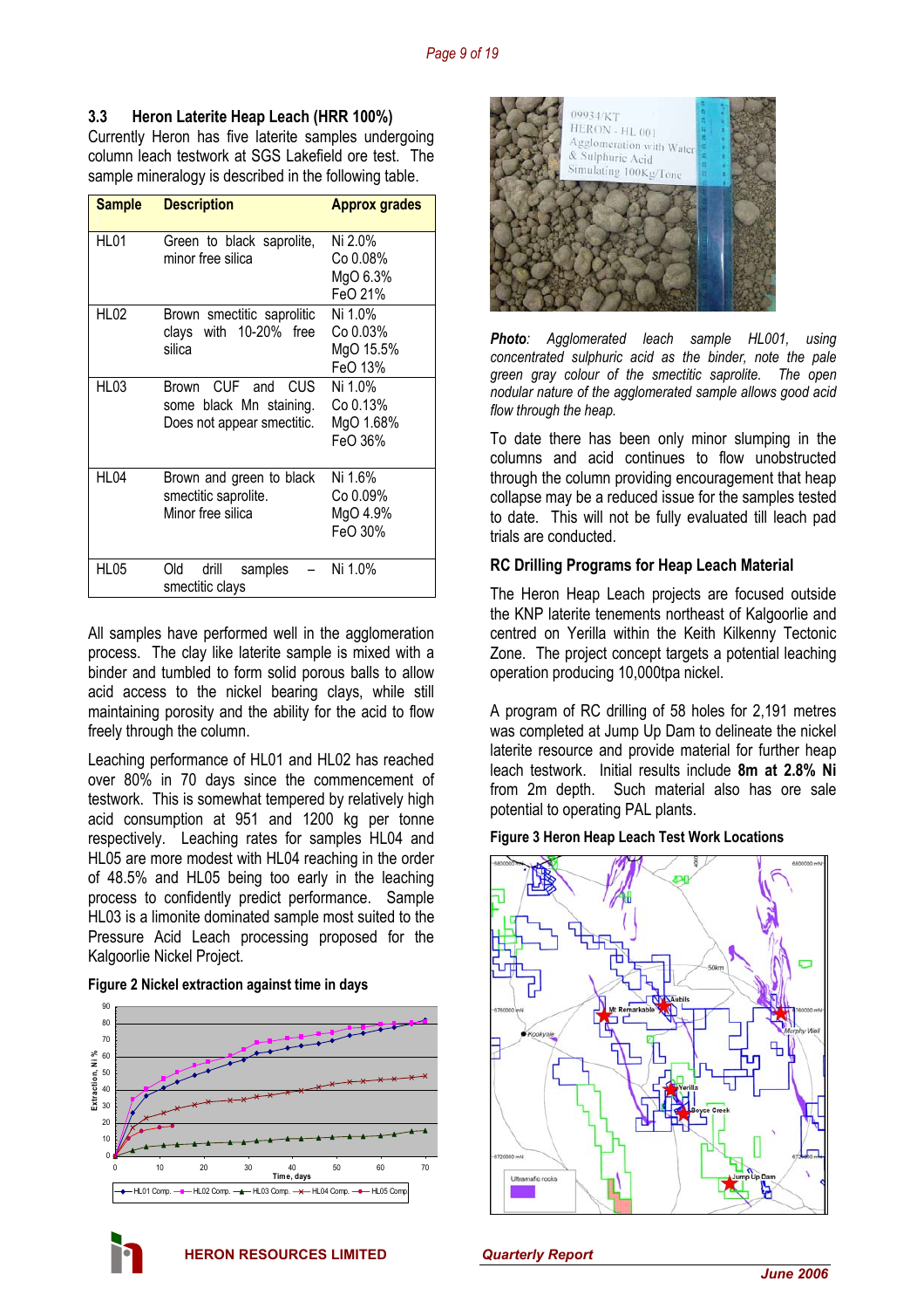### 3.3 Heron Laterite Heap Leach (HRR 100%)

Currently Heron has five laterite samples undergoing column leach testwork at SGS Lakefield ore test. The sample mineralogy is described in the following table.

| Sample | Description | Approx grades |
|---|---|---|
| HL01 | Green to black saprolite, minor free silica | Ni 2.0%<br>Co 0.08%<br>MgO 6.3%<br>FeO 21% |
| HL02 | Brown smectitic saprolitic clays with 10-20% free silica | Ni 1.0%<br>Co 0.03%<br>MgO 15.5%<br>FeO 13% |
| HL03 | Brown CUF and CUS some black Mn staining. Does not appear smectitic. | Ni 1.0%<br>Co 0.13%<br>MgO 1.68%<br>FeO 36% |
| HL04 | Brown and green to black smectitic saprolite. Minor free silica | Ni 1.6%<br>Co 0.09%<br>MgO 4.9%<br>FeO 30% |
| HL05 | Old drill samples – smectitic clays | Ni 1.0% |

All samples have performed well in the agglomeration process. The clay like laterite sample is mixed with a binder and tumbled to form solid porous balls to allow acid access to the nickel bearing clays, while still maintaining porosity and the ability for the acid to flow freely through the column.

Leaching performance of HL01 and HL02 has reached over 80% in 70 days since the commencement of testwork. This is somewhat tempered by relatively high acid consumption at 951 and 1200 kg per tonne respectively. Leaching factors for samples HL04 and HL05 are more modest with HL04 reaching in the order of 48.5% and HL05 being too early in the leaching process to confidently predict performance. Sample HL03 is a limonite dominated sample most suited to the Pressure Acid Leach processing proposed for the Kalgoorlie Nickel Project.

**Figure 2 Nickel extraction against time in days**

*Photo: Agglomerated leach sample HL001, using concentrated sulphuric acid as the binder, note the pale green gray colour of the smectitic saprolite. The open nodular nature of the agglomerated sample allows good acid flow through the heap.*

To date there has been only minor slumping in the columns and acid continues to flow unobstructed through the column providing encouragement that heap collapse may be a reduced issue for the samples tested to date. This will not be fully evaluated till leach pad trials are conducted.

**RC Drilling Programs for Heap Leach Material**

The Heron Heap Leach projects are focused outside the KNP laterite tenements northeast of Kalgoorlie and centred on Yerilla within the Keith Kilkenny Tectonic Zone. The project concept targets a potential leaching operation producing 10,000tpa nickel.

A program of RC drilling of 58 holes for 2,191 metres was completed at Jump Up Dam to delineate the nickel laterite resource and provide material for further heap leach testwork. Initial results include **8m at 2.8% Ni** from 2m depth. Such material also has ore sale potential to operating PAL plants.

**Figure 3 Heron Heap Leach Test Work Locations**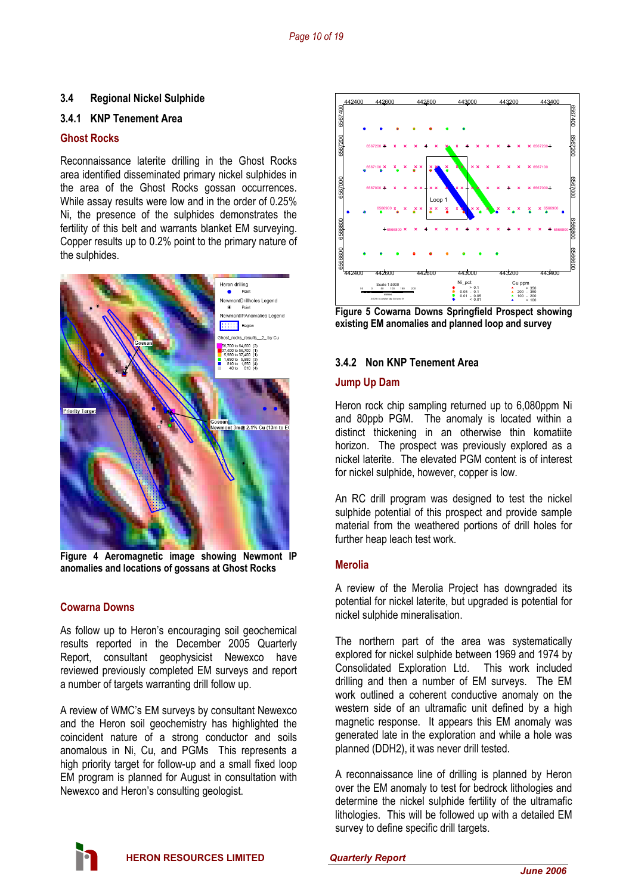## 3.4 Regional Nickel Sulphide

### 3.4.1 KNP Tenement Area

#### Ghost Rocks

Reconnaissance laterite drilling in the Ghost Rocks area identified disseminated primary nickel sulphides in the area of the Ghost Rocks gossan occurrences. While assay results were low and in the order of 0.25% Ni, the presence of the sulphides demonstrates the fertility of this belt and warrants blanket EM surveying. Copper results up to 0.2% point to the primary nature of the sulphides.

**Figure 4 Aeromagnetic image showing Newmont IP anomalies and locations of gossans at Ghost Rocks**

#### Cowarna Downs

As follow up to Heron's encouraging soil geochemical results reported in the December 2005 Quarterly Report, consultant geophysicist Newexco have reviewed previously completed EM surveys and report a number of targets warranting drill follow up.

A review of WMC's EM surveys by consultant Newexco and the Heron soil geochemistry has highlighted the coincident nature of a strong conductor and soils anomalous in Ni, Cu, and PGMs This represents a high priority target for follow-up and a small fixed loop EM program is planned for August in consultation with Newexco and Heron's consulting geologist.

**Figure 5 Cowarna Downs Springfield Prospect showing existing EM anomalies and planned loop and survey**

### 3.4.2 Non KNP Tenement Area

#### Jump Up Dam

Heron rock chip sampling returned up to 6,080ppm Ni and 80ppb PGM. The anomaly is located within a distinct thickening in an otherwise thin komatiite horizon. The prospect was previously explored as a nickel laterite. The elevated PGM content is of interest for nickel sulphide, however, copper is low.

An RC drill program was designed to test the nickel sulphide potential of this prospect and provide sample material from the weathered portions of drill holes for further heap leach test work.

#### Merolia

A review of the Merolia Project has downgraded its potential for nickel laterite, but upgraded is potential for nickel sulphide mineralisation.

The northern part of the area was systematically explored for nickel sulphide between 1969 and 1974 by Consolidated Exploration Ltd. This work included drilling and then a number of EM surveys. The EM work outlined a coherent conductive anomaly on the western side of an ultramafic unit defined by a high magnetic response. It appears this EM anomaly was generated late in the exploration and while a hole was planned (DDH2), it was never drill tested.

A reconnaissance line of drilling is planned by Heron over the EM anomaly to test for bedrock lithologies and determine the nickel sulphide fertility of the ultramafic lithologies. This will be followed up with a detailed EM survey to define specific drill targets.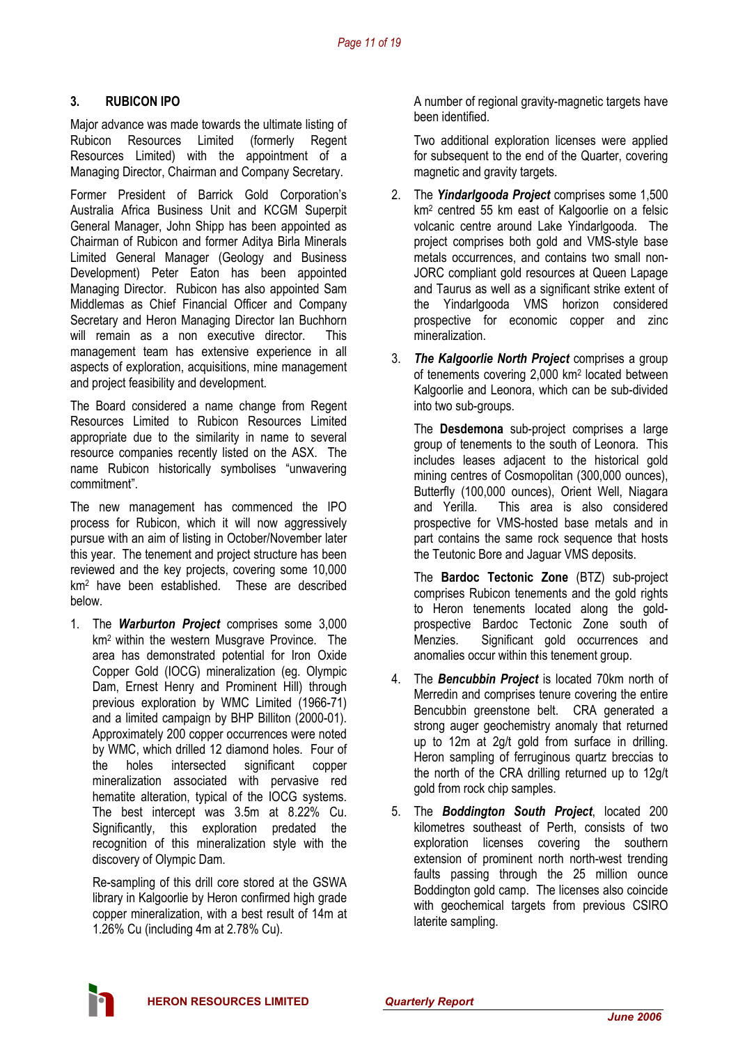## 3. RUBICON IPO

Major advance was made towards the ultimate listing of Rubicon Resources Limited (formerly Regent Resources Limited) with the appointment of a Managing Director, Chairman and Company Secretary.

Former President of Barrick Gold Corporation's Australia Africa Business Unit and KCGM Superpit General Manager, John Shipp has been appointed as Chairman of Rubicon and former Aditya Birla Minerals Limited General Manager (Geology and Business Development) Peter Eaton has been appointed Managing Director. Rubicon has also appointed Sam Middlemas as Chief Financial Officer and Company Secretary and Heron Managing Director Ian Buchhorn will remain as a non executive director. This management team has extensive experience in all aspects of exploration, acquisitions, mine management and project feasibility and development.

The Board considered a name change from Regent Resources Limited to Rubicon Resources Limited appropriate due to the similarity in name to several resource companies recently listed on the ASX. The name Rubicon historically symbolises "unwavering commitment".

The new management has commenced the IPO process for Rubicon, which it will now aggressively pursue with an aim of listing in October/November later this year. The tenement and project structure has been reviewed and the key projects, covering some 10,000 km$^2$ have been established. These are described below.

1. The ***Warburton Project*** comprises some 3,000 km$^2$ within the western Musgrave Province. The area has demonstrated potential for Iron Oxide Copper Gold (IOCG) mineralization (eg. Olympic Dam, Ernest Henry and Prominent Hill) through previous exploration by WMC Limited (1966-71) and a limited campaign by BHP Billiton (2000-01). Approximately 200 copper occurrences were noted by WMC, which drilled 12 diamond holes. Four of the holes intersected significant copper mineralization associated with pervasive red hematite alteration, typical of the IOCG systems. The best intercept was 3.5m at 8.22% Cu. Significantly, this exploration predated the recognition of this mineralization style with the discovery of Olympic Dam.

   Re-sampling of this drill core stored at the GSWA library in Kalgoorlie by Heron confirmed high grade copper mineralization, with a best result of 14m at 1.26% Cu (including 4m at 2.78% Cu).

   A number of regional gravity-magnetic targets have been identified.

   Two additional exploration licenses were applied for subsequent to the end of the Quarter, covering magnetic and gravity targets.

2. The ***Yindarlgooda Project*** comprises some 1,500 km$^2$ centred 55 km east of Kalgoorlie on a felsic volcanic centre around Lake Yindarlgooda. The project comprises both gold and VMS-style base metals occurrences, and contains two small non-JORC compliant gold resources at Queen Lapage and Taurus as well as a significant strike extent of the Yindarlgooda VMS horizon considered prospective for economic copper and zinc mineralization.

3. ***The Kalgoorlie North Project*** comprises a group of tenements covering 2,000 km$^2$ located between Kalgoorlie and Leonora, which can be sub-divided into two sub-groups.

   The **Desdemona** sub-project comprises a large group of tenements to the south of Leonora. This includes leases adjacent to the historical gold mining centres of Cosmopolitan (300,000 ounces), Butterfly (100,000 ounces), Orient Well, Niagara and Yerilla. This area is also considered prospective for VMS-hosted base metals and in part contains the same rock sequence that hosts the Teutonic Bore and Jaguar VMS deposits.

   The **Bardoc Tectonic Zone** (BTZ) sub-project comprises Rubicon tenements and the gold rights to Heron tenements located along the gold-prospective Bardoc Tectonic Zone south of Menzies. Significant gold occurrences and anomalies occur within this tenement group.

4. The ***Bencubbin Project*** is located 70km north of Merredin and comprises tenure covering the entire Bencubbin greenstone belt. CRA generated a strong auger geochemistry anomaly that returned up to 12m at 2g/t gold from surface in drilling. Heron sampling of ferruginous quartz breccias to the north of the CRA drilling returned up to 12g/t gold from rock chip samples.

5. The ***Boddington South Project***, located 200 kilometres southeast of Perth, consists of two exploration licenses covering the southern extension of prominent north north-west trending faults passing through the 25 million ounce Boddington gold camp. The licenses also coincide with geochemical targets from previous CSIRO laterite sampling.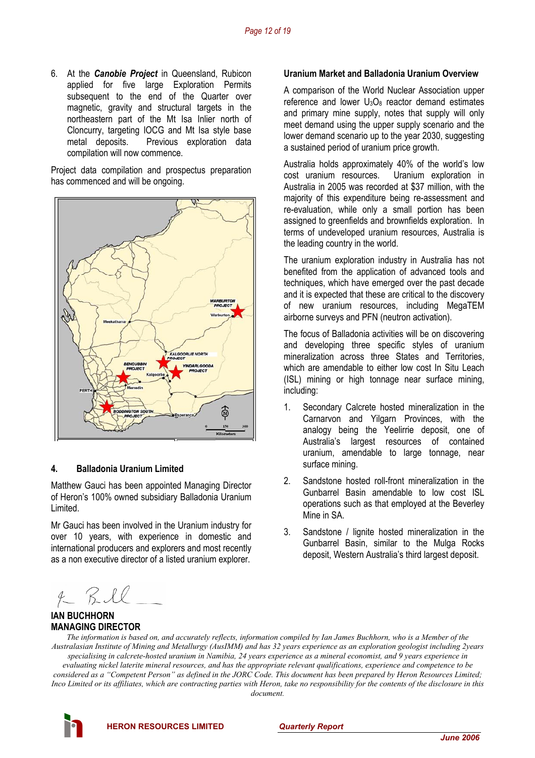6. At the ***Canobie Project*** in Queensland, Rubicon applied for five large Exploration Permits subsequent to the end of the Quarter over magnetic, gravity and structural targets in the northeastern part of the Mt Isa Inlier north of Cloncurry, targeting IOCG and Mt Isa style base metal deposits. Previous exploration data compilation will now commence.

Project data compilation and prospectus preparation has commenced and will be ongoing.

## 4. Balladonia Uranium Limited

Matthew Gauci has been appointed Managing Director of Heron's 100% owned subsidiary Balladonia Uranium Limited.

Mr Gauci has been involved in the Uranium industry for over 10 years, with experience in domestic and international producers and explorers and most recently as a non executive director of a listed uranium explorer.

### Uranium Market and Balladonia Uranium Overview

A comparison of the World Nuclear Association upper reference and lower $U_3O_8$ reactor demand estimates and primary mine supply, notes that supply will only meet demand using the upper supply scenario and the lower demand scenario up to the year 2030, suggesting a sustained period of uranium price growth.

Australia holds approximately 40% of the world's low cost uranium resources. Uranium exploration in Australia in 2005 was recorded at $37 million, with the majority of this expenditure being re-assessment and re-evaluation, while only a small portion has been assigned to greenfields and brownfields exploration. In terms of undeveloped uranium resources, Australia is the leading country in the world.

The uranium exploration industry in Australia has not benefited from the application of advanced tools and techniques, which have emerged over the past decade and it is expected that these are critical to the discovery of new uranium resources, including MegaTEM airborne surveys and PFN (neutron activation).

The focus of Balladonia activities will be on discovering and developing three specific styles of uranium mineralization across three States and Territories, which are amendable to either low cost In Situ Leach (ISL) mining or high tonnage near surface mining, including:

1. Secondary Calcrete hosted mineralization in the Carnarvon and Yilgarn Provinces, with the analogy being the Yeelirrie deposit, one of Australia's largest resources of contained uranium, amendable to large tonnage, near surface mining.
2. Sandstone hosted roll-front mineralization in the Gunbarrel Basin amendable to low cost ISL operations such as that employed at the Beverley Mine in SA.
3. Sandstone / lignite hosted mineralization in the Gunbarrel Basin, similar to the Mulga Rocks deposit, Western Australia's third largest deposit.

**IAN BUCHHORN**
**MANAGING DIRECTOR**

*The information is based on, and accurately reflects, information compiled by Ian James Buchhorn, who is a Member of the Australasian Institute of Mining and Metallurgy (AusIMM) and has 32 years experience as an exploration geologist including 2years specialising in calcrete-hosted uranium in Namibia, 24 years experience as a mineral economist, and 9 years experience in evaluating nickel laterite mineral resources, and has the appropriate relevant qualifications, experience and competence to be considered as a "Competent Person" as defined in the JORC Code. This document has been prepared by Heron Resources Limited; Inco Limited or its affiliates, which are contracting parties with Heron, take no responsibility for the contents of the disclosure in this document.*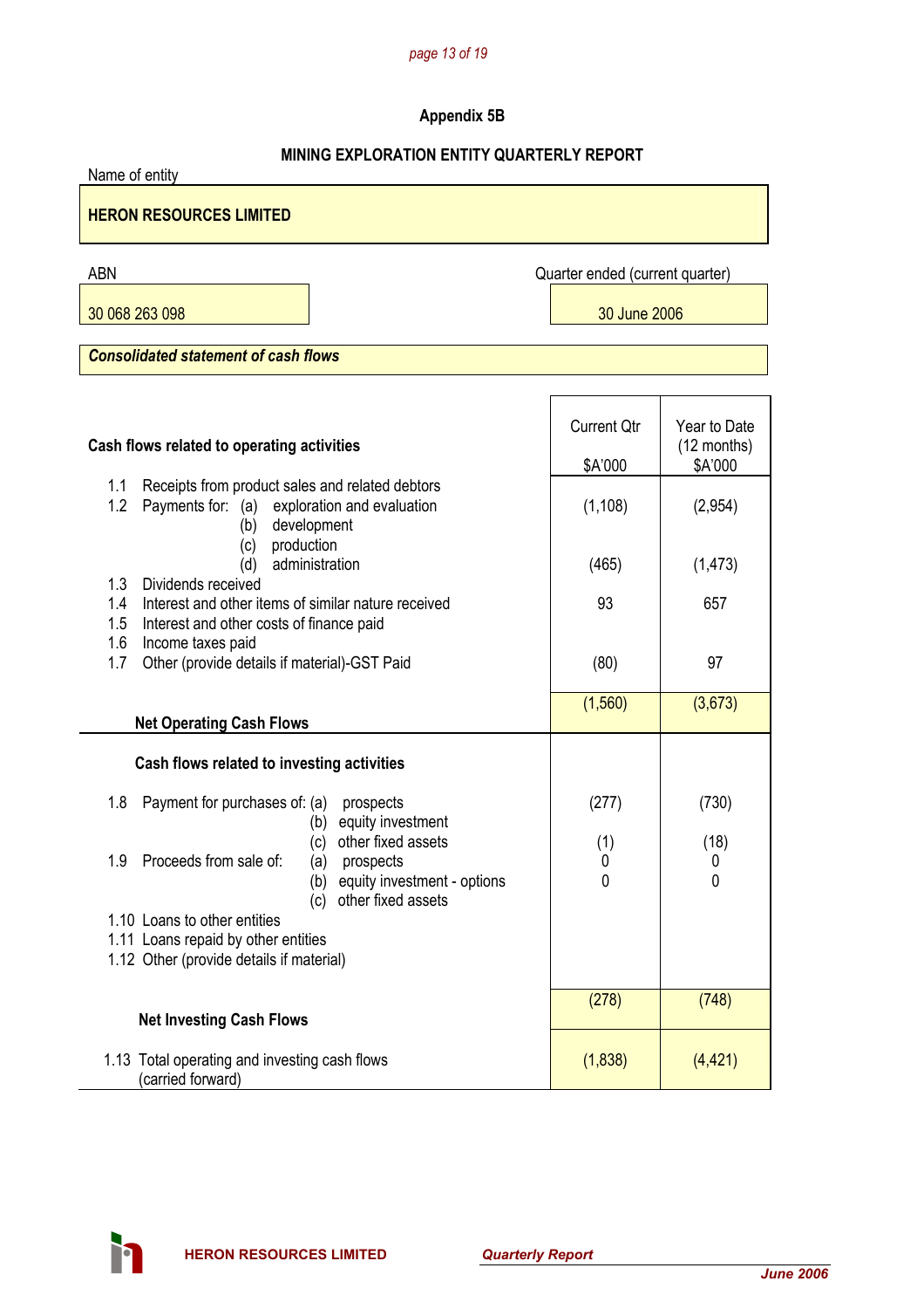## Appendix 5B

### MINING EXPLORATION ENTITY QUARTERLY REPORT

Name of entity

**HERON RESOURCES LIMITED**

| ABN | Quarter ended (current quarter) |
|---|---|
| 30 068 263 098 | 30 June 2006 |

***Consolidated statement of cash flows***

| Cash flows related to operating activities | Current Qtr $A'000 | Year to Date (12 months) $A'000 |
|---|---|---|
| 1.1 Receipts from product sales and related debtors | | |
| 1.2 Payments for: (a) exploration and evaluation | (1,108) | (2,954) |
| (b) development | | |
| (c) production | | |
| (d) administration | (465) | (1,473) |
| 1.3 Dividends received | | |
| 1.4 Interest and other items of similar nature received | 93 | 657 |
| 1.5 Interest and other costs of finance paid | | |
| 1.6 Income taxes paid | | |
| 1.7 Other (provide details if material)-GST Paid | (80) | 97 |
| **Net Operating Cash Flows** | (1,560) | (3,673) |
| **Cash flows related to investing activities** | | |
| 1.8 Payment for purchases of: (a) prospects | (277) | (730) |
| (b) equity investment | | |
| (c) other fixed assets | (1) | (18) |
| 1.9 Proceeds from sale of: (a) prospects | 0 | 0 |
| (b) equity investment - options | 0 | 0 |
| (c) other fixed assets | | |
| 1.10 Loans to other entities | | |
| 1.11 Loans repaid by other entities | | |
| 1.12 Other (provide details if material) | | |
| **Net Investing Cash Flows** | (278) | (748) |
| 1.13 Total operating and investing cash flows (carried forward) | (1,838) | (4,421) |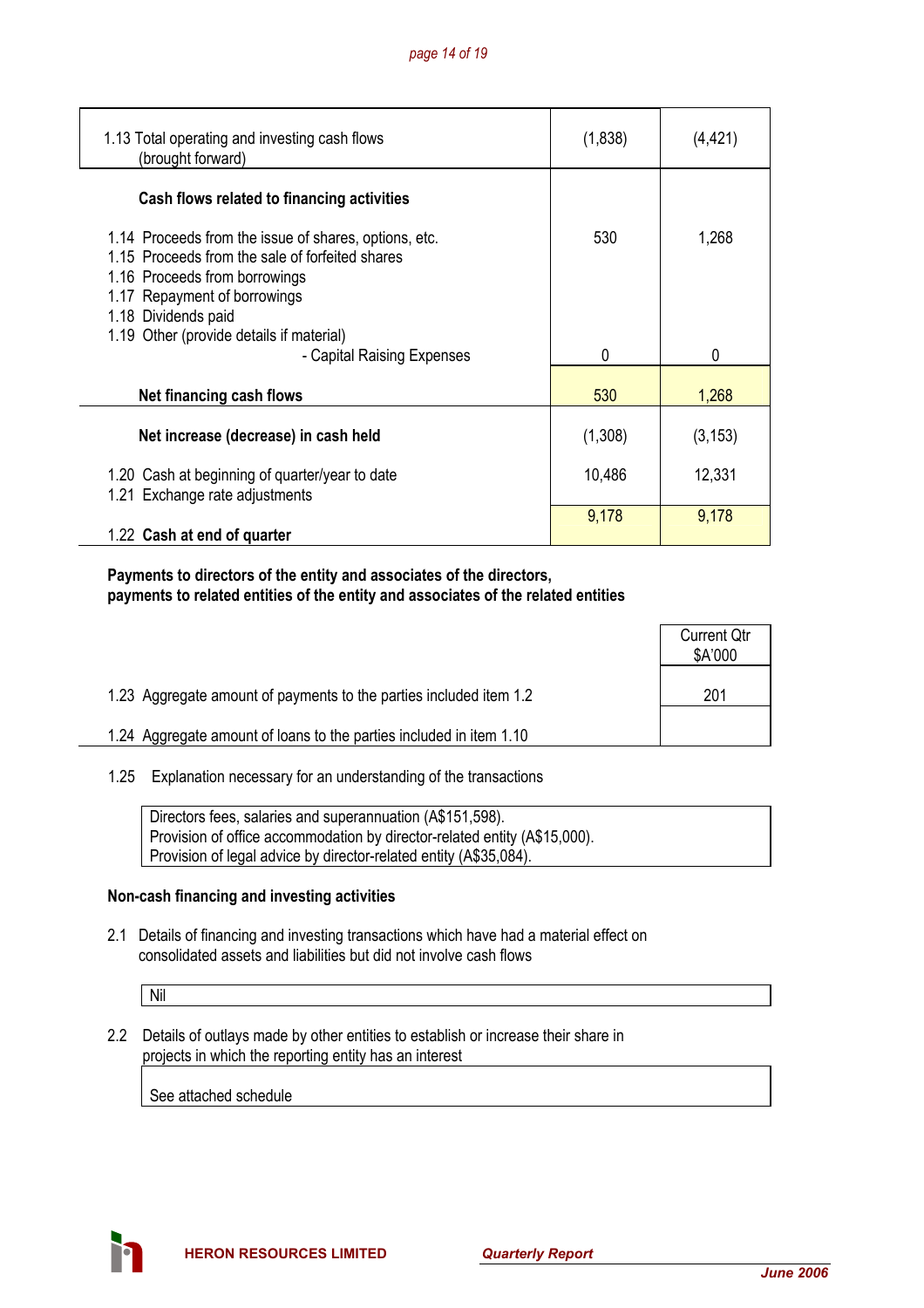| | | |
|---|---|---|
| 1.13 Total operating and investing cash flows (brought forward) | (1,838) | (4,421) |
| **Cash flows related to financing activities** | | |
| 1.14 Proceeds from the issue of shares, options, etc. | 530 | 1,268 |
| 1.15 Proceeds from the sale of forfeited shares | | |
| 1.16 Proceeds from borrowings | | |
| 1.17 Repayment of borrowings | | |
| 1.18 Dividends paid | | |
| 1.19 Other (provide details if material) | | |
| - Capital Raising Expenses | 0 | 0 |
| **Net financing cash flows** | 530 | 1,268 |
| **Net increase (decrease) in cash held** | (1,308) | (3,153) |
| 1.20 Cash at beginning of quarter/year to date | 10,486 | 12,331 |
| 1.21 Exchange rate adjustments | | |
| 1.22 **Cash at end of quarter** | 9,178 | 9,178 |

**Payments to directors of the entity and associates of the directors, payments to related entities of the entity and associates of the related entities**

| | Current Qtr $A'000 |
|---|---|
| 1.23 Aggregate amount of payments to the parties included item 1.2 | 201 |
| 1.24 Aggregate amount of loans to the parties included in item 1.10 | |

1.25 Explanation necessary for an understanding of the transactions

Directors fees, salaries and superannuation (A$151,598).
Provision of office accommodation by director-related entity (A$15,000).
Provision of legal advice by director-related entity (A$35,084).

**Non-cash financing and investing activities**

2.1 Details of financing and investing transactions which have had a material effect on consolidated assets and liabilities but did not involve cash flows

Nil

2.2 Details of outlays made by other entities to establish or increase their share in projects in which the reporting entity has an interest

See attached schedule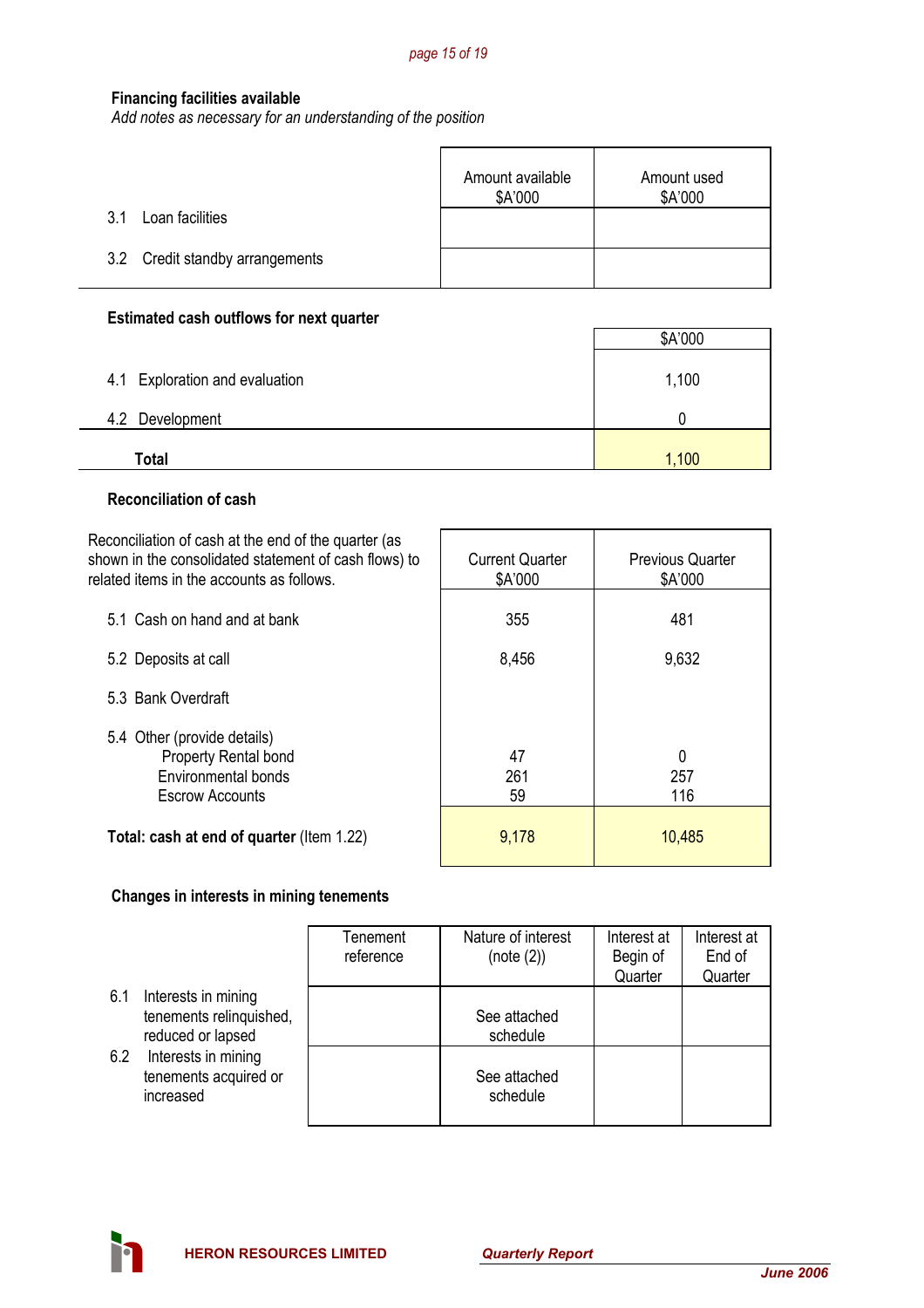### Financing facilities available

*Add notes as necessary for an understanding of the position*

| | Amount available $A'000 | Amount used $A'000 |
|---|---|---|
| 3.1 Loan facilities | | |
| 3.2 Credit standby arrangements | | |

### Estimated cash outflows for next quarter

| | $A'000 |
|---|---|
| 4.1 Exploration and evaluation | 1,100 |
| 4.2 Development | 0 |
| **Total** | 1,100 |

### Reconciliation of cash

| Reconciliation of cash at the end of the quarter (as shown in the consolidated statement of cash flows) to related items in the accounts as follows. | Current Quarter $A'000 | Previous Quarter $A'000 |
|---|---|---|
| 5.1 Cash on hand and at bank | 355 | 481 |
| 5.2 Deposits at call | 8,456 | 9,632 |
| 5.3 Bank Overdraft | | |
| 5.4 Other (provide details) | | |
| Property Rental bond | 47 | 0 |
| Environmental bonds | 261 | 257 |
| Escrow Accounts | 59 | 116 |
| **Total: cash at end of quarter** (Item 1.22) | 9,178 | 10,485 |

### Changes in interests in mining tenements

| | Tenement reference | Nature of interest (note (2)) | Interest at Begin of Quarter | Interest at End of Quarter |
|---|---|---|---|---|
| 6.1 Interests in mining tenements relinquished, reduced or lapsed | | See attached schedule | | |
| 6.2 Interests in mining tenements acquired or increased | | See attached schedule | | |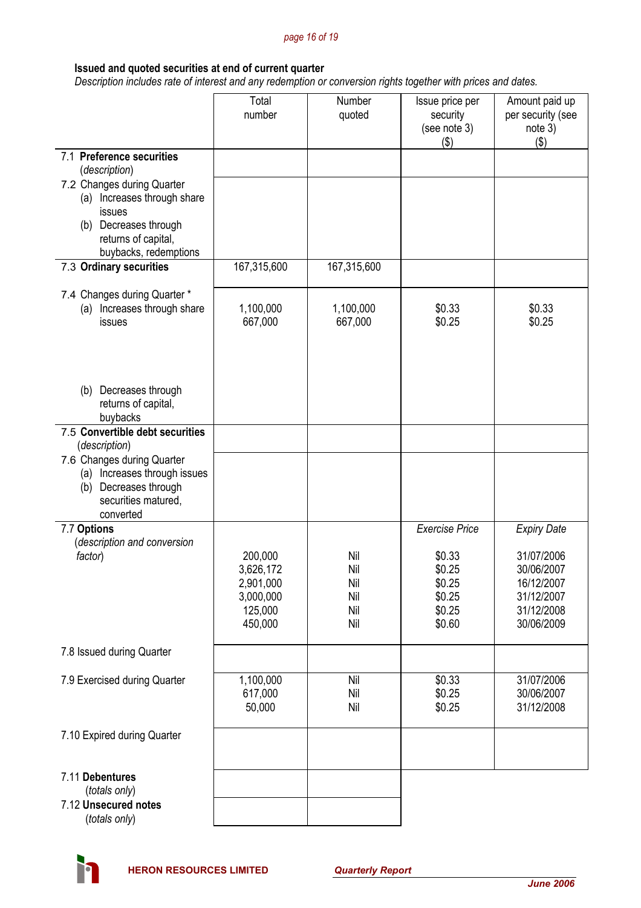**Issued and quoted securities at end of current quarter**

*Description includes rate of interest and any redemption or conversion rights together with prices and dates.*

| | Total number | Number quoted | Issue price per security (see note 3) ($) | Amount paid up per security (see note 3) ($) |
|---|---|---|---|---|
| 7.1 **Preference securities** (*description*) | | | | |
| 7.2 Changes during Quarter (a) Increases through share issues (b) Decreases through returns of capital, buybacks, redemptions | | | | |
| 7.3 **Ordinary securities** | 167,315,600 | 167,315,600 | | |
| 7.4 Changes during Quarter * (a) Increases through share issues | 1,100,000<br>667,000 | 1,100,000<br>667,000 | $0.33<br>$0.25 | $0.33<br>$0.25 |
| (b) Decreases through returns of capital, buybacks | | | | |
| 7.5 **Convertible debt securities** (*description*) | | | | |
| 7.6 Changes during Quarter (a) Increases through issues (b) Decreases through securities matured, converted | | | | |
| 7.7 **Options** (*description and conversion factor*) | | | *Exercise Price* | *Expiry Date* |
| | 200,000<br>3,626,172<br>2,901,000<br>3,000,000<br>125,000<br>450,000 | Nil<br>Nil<br>Nil<br>Nil<br>Nil<br>Nil | $0.33<br>$0.25<br>$0.25<br>$0.25<br>$0.25<br>$0.60 | 31/07/2006<br>30/06/2007<br>16/12/2007<br>31/12/2007<br>31/12/2008<br>30/06/2009 |
| 7.8 Issued during Quarter | | | | |
| 7.9 Exercised during Quarter | 1,100,000<br>617,000<br>50,000 | Nil<br>Nil<br>Nil | $0.33<br>$0.25<br>$0.25 | 31/07/2006<br>30/06/2007<br>31/12/2008 |
| 7.10 Expired during Quarter | | | | |
| 7.11 **Debentures** (*totals only*) | | | | |
| 7.12 **Unsecured notes** (*totals only*) | | | | |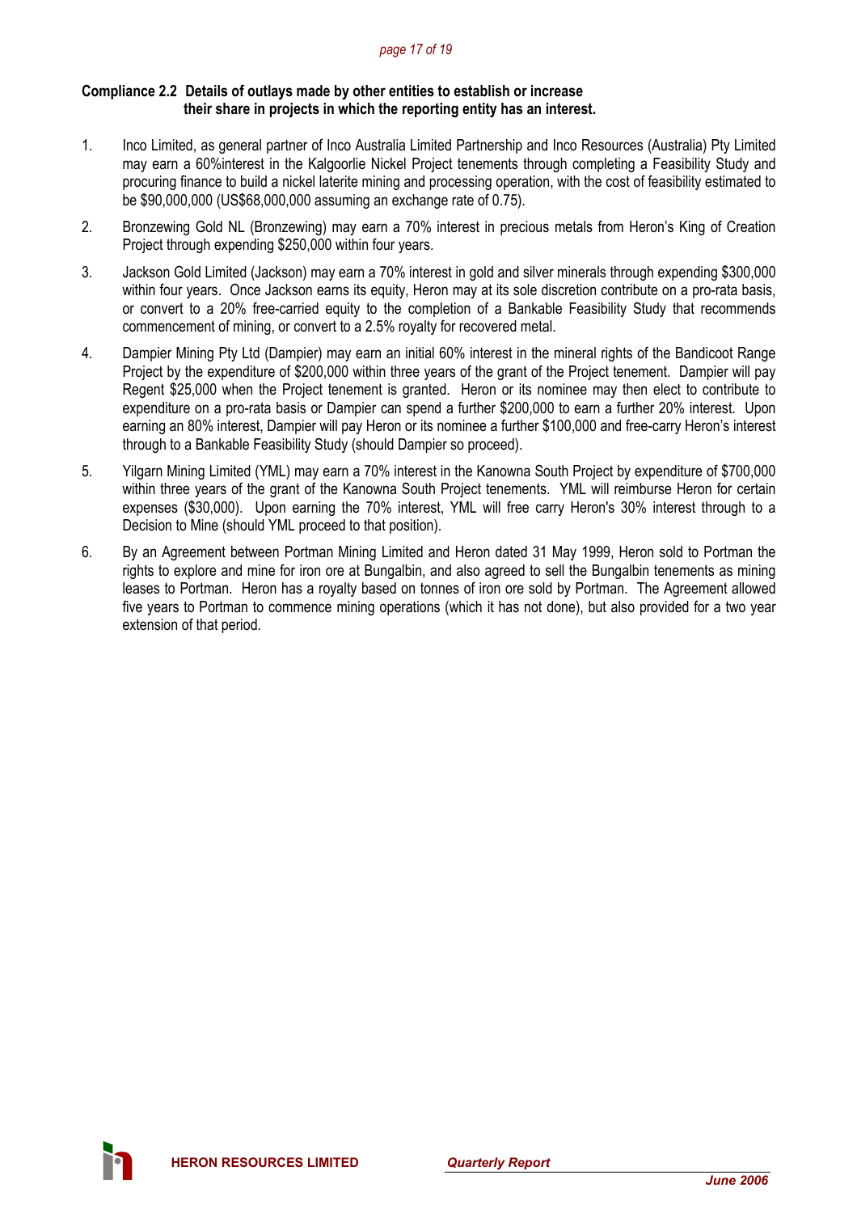**Compliance 2.2 Details of outlays made by other entities to establish or increase their share in projects in which the reporting entity has an interest.**

1. Inco Limited, as general partner of Inco Australia Limited Partnership and Inco Resources (Australia) Pty Limited may earn a 60%interest in the Kalgoorlie Nickel Project tenements through completing a Feasibility Study and procuring finance to build a nickel laterite mining and processing operation, with the cost of feasibility estimated to be $90,000,000 (US$68,000,000 assuming an exchange rate of 0.75).

2. Bronzewing Gold NL (Bronzewing) may earn a 70% interest in precious metals from Heron's King of Creation Project through expending $250,000 within four years.

3. Jackson Gold Limited (Jackson) may earn a 70% interest in gold and silver minerals through expending $300,000 within four years. Once Jackson earns its equity, Heron may at its sole discretion contribute on a pro-rata basis, or convert to a 20% free-carried equity to the completion of a Bankable Feasibility Study that recommends commencement of mining, or convert to a 2.5% royalty for recovered metal.

4. Dampier Mining Pty Ltd (Dampier) may earn an initial 60% interest in the mineral rights of the Bandicoot Range Project by the expenditure of $200,000 within three years of the grant of the Project tenement. Dampier will pay Regent $25,000 when the Project tenement is granted. Heron or its nominee may then elect to contribute to expenditure on a pro-rata basis or Dampier can spend a further $200,000 to earn a further 20% interest. Upon earning an 80% interest, Dampier will pay Heron or its nominee a further $100,000 and free-carry Heron's interest through to a Bankable Feasibility Study (should Dampier so proceed).

5. Yilgarn Mining Limited (YML) may earn a 70% interest in the Kanowna South Project by expenditure of $700,000 within three years of the grant of the Kanowna South Project tenements. YML will reimburse Heron for certain expenses ($30,000). Upon earning the 70% interest, YML will free carry Heron's 30% interest through to a Decision to Mine (should YML proceed to that position).

6. By an Agreement between Portman Mining Limited and Heron dated 31 May 1999, Heron sold to Portman the rights to explore and mine for iron ore at Bungalbin, and also agreed to sell the Bungalbin tenements as mining leases to Portman. Heron has a royalty based on tonnes of iron ore sold by Portman. The Agreement allowed five years to Portman to commence mining operations (which it has not done), but also provided for a two year extension of that period.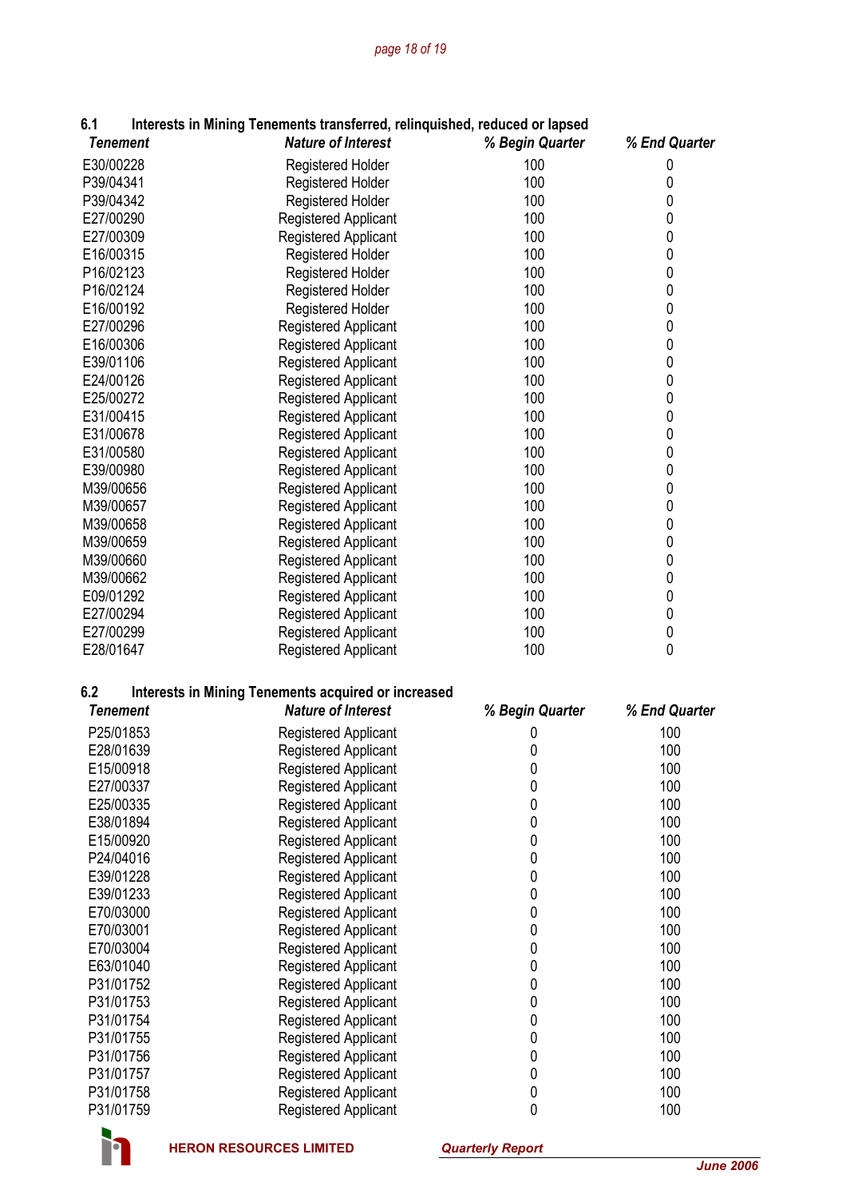### 6.1 Interests in Mining Tenements transferred, relinquished, reduced or lapsed

| Tenement | Nature of Interest | % Begin Quarter | % End Quarter |
|---|---|---|---|
| E30/00228 | Registered Holder | 100 | 0 |
| P39/04341 | Registered Holder | 100 | 0 |
| P39/04342 | Registered Holder | 100 | 0 |
| E27/00290 | Registered Applicant | 100 | 0 |
| E27/00309 | Registered Applicant | 100 | 0 |
| E16/00315 | Registered Holder | 100 | 0 |
| P16/02123 | Registered Holder | 100 | 0 |
| P16/02124 | Registered Holder | 100 | 0 |
| E16/00192 | Registered Holder | 100 | 0 |
| E27/00296 | Registered Applicant | 100 | 0 |
| E16/00306 | Registered Applicant | 100 | 0 |
| E39/01106 | Registered Applicant | 100 | 0 |
| E24/00126 | Registered Applicant | 100 | 0 |
| E25/00272 | Registered Applicant | 100 | 0 |
| E31/00415 | Registered Applicant | 100 | 0 |
| E31/00678 | Registered Applicant | 100 | 0 |
| E31/00580 | Registered Applicant | 100 | 0 |
| E39/00980 | Registered Applicant | 100 | 0 |
| M39/00656 | Registered Applicant | 100 | 0 |
| M39/00657 | Registered Applicant | 100 | 0 |
| M39/00658 | Registered Applicant | 100 | 0 |
| M39/00659 | Registered Applicant | 100 | 0 |
| M39/00660 | Registered Applicant | 100 | 0 |
| M39/00662 | Registered Applicant | 100 | 0 |
| E09/01292 | Registered Applicant | 100 | 0 |
| E27/00294 | Registered Applicant | 100 | 0 |
| E27/00299 | Registered Applicant | 100 | 0 |
| E28/01647 | Registered Applicant | 100 | 0 |

### 6.2 Interests in Mining Tenements acquired or increased

| Tenement | Nature of Interest | % Begin Quarter | % End Quarter |
|---|---|---|---|
| P25/01853 | Registered Applicant | 0 | 100 |
| E28/01639 | Registered Applicant | 0 | 100 |
| E15/00918 | Registered Applicant | 0 | 100 |
| E27/00337 | Registered Applicant | 0 | 100 |
| E25/00335 | Registered Applicant | 0 | 100 |
| E38/01894 | Registered Applicant | 0 | 100 |
| E15/00920 | Registered Applicant | 0 | 100 |
| P24/04016 | Registered Applicant | 0 | 100 |
| E39/01228 | Registered Applicant | 0 | 100 |
| E39/01233 | Registered Applicant | 0 | 100 |
| E70/03000 | Registered Applicant | 0 | 100 |
| E70/03001 | Registered Applicant | 0 | 100 |
| E70/03004 | Registered Applicant | 0 | 100 |
| E63/01040 | Registered Applicant | 0 | 100 |
| P31/01752 | Registered Applicant | 0 | 100 |
| P31/01753 | Registered Applicant | 0 | 100 |
| P31/01754 | Registered Applicant | 0 | 100 |
| P31/01755 | Registered Applicant | 0 | 100 |
| P31/01756 | Registered Applicant | 0 | 100 |
| P31/01757 | Registered Applicant | 0 | 100 |
| P31/01758 | Registered Applicant | 0 | 100 |
| P31/01759 | Registered Applicant | 0 | 100 |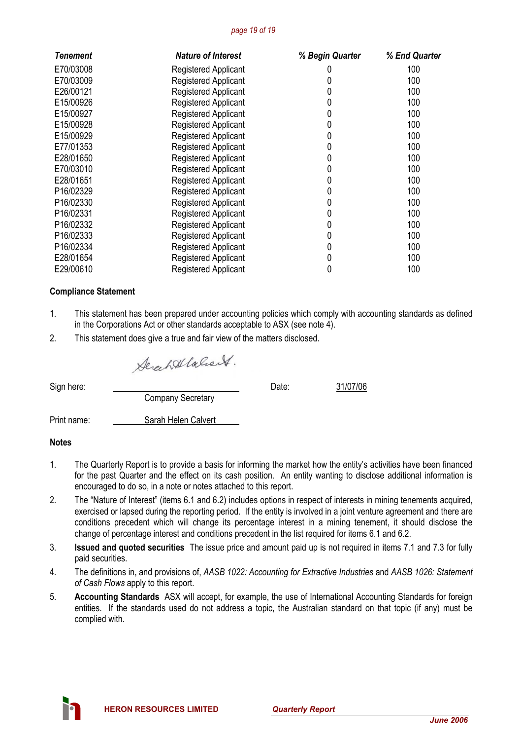| Tenement | Nature of Interest | % Begin Quarter | % End Quarter |
|---|---|---|---|
| E70/03008 | Registered Applicant | 0 | 100 |
| E70/03009 | Registered Applicant | 0 | 100 |
| E26/00121 | Registered Applicant | 0 | 100 |
| E15/00926 | Registered Applicant | 0 | 100 |
| E15/00927 | Registered Applicant | 0 | 100 |
| E15/00928 | Registered Applicant | 0 | 100 |
| E15/00929 | Registered Applicant | 0 | 100 |
| E77/01353 | Registered Applicant | 0 | 100 |
| E28/01650 | Registered Applicant | 0 | 100 |
| E70/03010 | Registered Applicant | 0 | 100 |
| E28/01651 | Registered Applicant | 0 | 100 |
| P16/02329 | Registered Applicant | 0 | 100 |
| P16/02330 | Registered Applicant | 0 | 100 |
| P16/02331 | Registered Applicant | 0 | 100 |
| P16/02332 | Registered Applicant | 0 | 100 |
| P16/02333 | Registered Applicant | 0 | 100 |
| P16/02334 | Registered Applicant | 0 | 100 |
| E28/01654 | Registered Applicant | 0 | 100 |
| E29/00610 | Registered Applicant | 0 | 100 |

**Compliance Statement**

1. This statement has been prepared under accounting policies which comply with accounting standards as defined in the Corporations Act or other standards acceptable to ASX (see note 4).
2. This statement does give a true and fair view of the matters disclosed.

Sign here: ______________________ Date: 31/07/06
Company Secretary

Print name: Sarah Helen Calvert

**Notes**

1. The Quarterly Report is to provide a basis for informing the market how the entity's activities have been financed for the past Quarter and the effect on its cash position. An entity wanting to disclose additional information is encouraged to do so, in a note or notes attached to this report.
2. The "Nature of Interest" (items 6.1 and 6.2) includes options in respect of interests in mining tenements acquired, exercised or lapsed during the reporting period. If the entity is involved in a joint venture agreement and there are conditions precedent which will change its percentage interest in a mining tenement, it should disclose the change of percentage interest and conditions precedent in the list required for items 6.1 and 6.2.
3. **Issued and quoted securities** The issue price and amount paid up is not required in items 7.1 and 7.3 for fully paid securities.
4. The definitions in, and provisions of, *AASB 1022: Accounting for Extractive Industries* and *AASB 1026: Statement of Cash Flows* apply to this report.
5. **Accounting Standards** ASX will accept, for example, the use of International Accounting Standards for foreign entities. If the standards used do not address a topic, the Australian standard on that topic (if any) must be complied with.